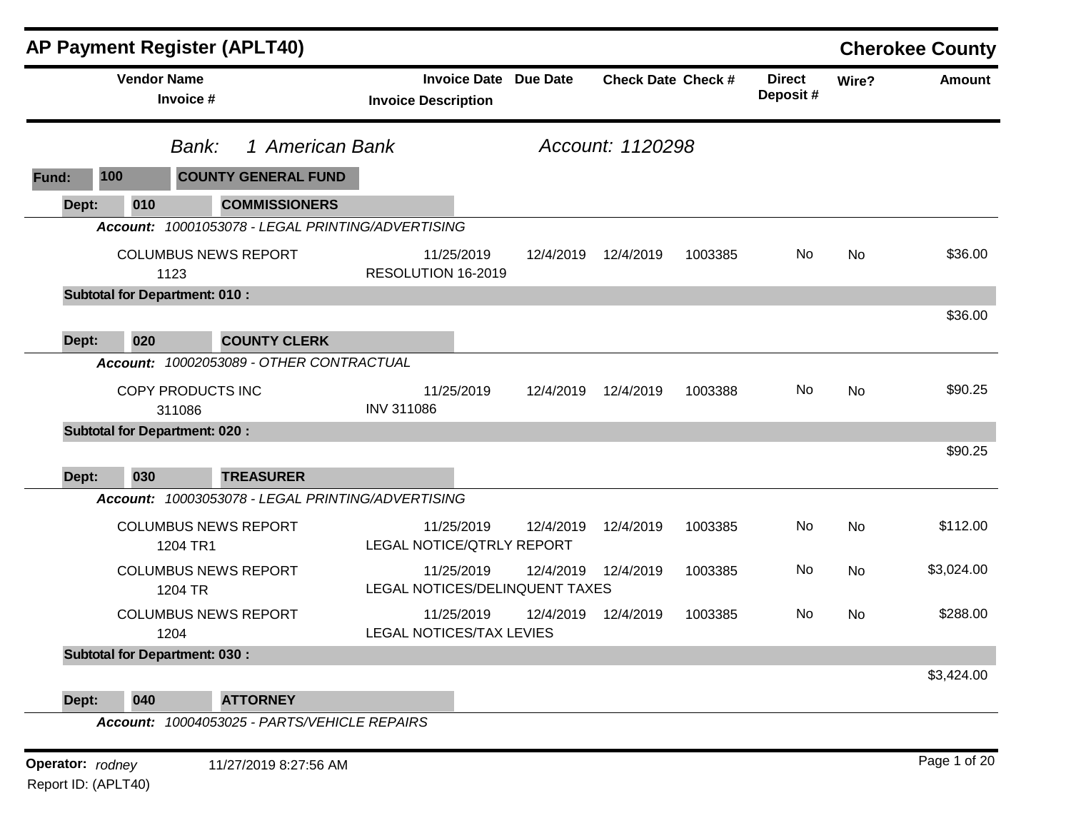# AP Payment Register (APLT40)

**Cherokee County**

*Bank:* *1 American Bank* *Account: 1120298*

**Fund: 100 COUNTY GENERAL FUND**

**Dept: 010 COMMISSIONERS**

***Account:*** *10001053078 - LEGAL PRINTING/ADVERTISING*

| Vendor Name / Invoice # | Invoice Date / Invoice Description | Due Date | Check Date | Check # | Direct Deposit # | Wire? | Amount |
|---|---|---|---|---|---|---|---|
| COLUMBUS NEWS REPORT<br>1123 | 11/25/2019<br>RESOLUTION 16-2019 | 12/4/2019 | 12/4/2019 | 1003385 | No | No | $36.00 |
| **Subtotal for Department: 010 :** | | | | | | | $36.00 |

**Dept: 020 COUNTY CLERK**

***Account:*** *10002053089 - OTHER CONTRACTUAL*

| Vendor Name / Invoice # | Invoice Date / Invoice Description | Due Date | Check Date | Check # | Direct Deposit # | Wire? | Amount |
|---|---|---|---|---|---|---|---|
| COPY PRODUCTS INC<br>311086 | 11/25/2019<br>INV 311086 | 12/4/2019 | 12/4/2019 | 1003388 | No | No | $90.25 |
| **Subtotal for Department: 020 :** | | | | | | | $90.25 |

**Dept: 030 TREASURER**

***Account:*** *10003053078 - LEGAL PRINTING/ADVERTISING*

| Vendor Name / Invoice # | Invoice Date / Invoice Description | Due Date | Check Date | Check # | Direct Deposit # | Wire? | Amount |
|---|---|---|---|---|---|---|---|
| COLUMBUS NEWS REPORT<br>1204 TR1 | 11/25/2019<br>LEGAL NOTICE/QTRLY REPORT | 12/4/2019 | 12/4/2019 | 1003385 | No | No | $112.00 |
| COLUMBUS NEWS REPORT<br>1204 TR | 11/25/2019<br>LEGAL NOTICES/DELINQUENT TAXES | 12/4/2019 | 12/4/2019 | 1003385 | No | No | $3,024.00 |
| COLUMBUS NEWS REPORT<br>1204 | 11/25/2019<br>LEGAL NOTICES/TAX LEVIES | 12/4/2019 | 12/4/2019 | 1003385 | No | No | $288.00 |
| **Subtotal for Department: 030 :** | | | | | | | $3,424.00 |

**Dept: 040 ATTORNEY**

***Account:*** *10004053025 - PARTS/VEHICLE REPAIRS*

**Operator:** *rodney* 11/27/2019 8:27:56 AM

Report ID: (APLT40)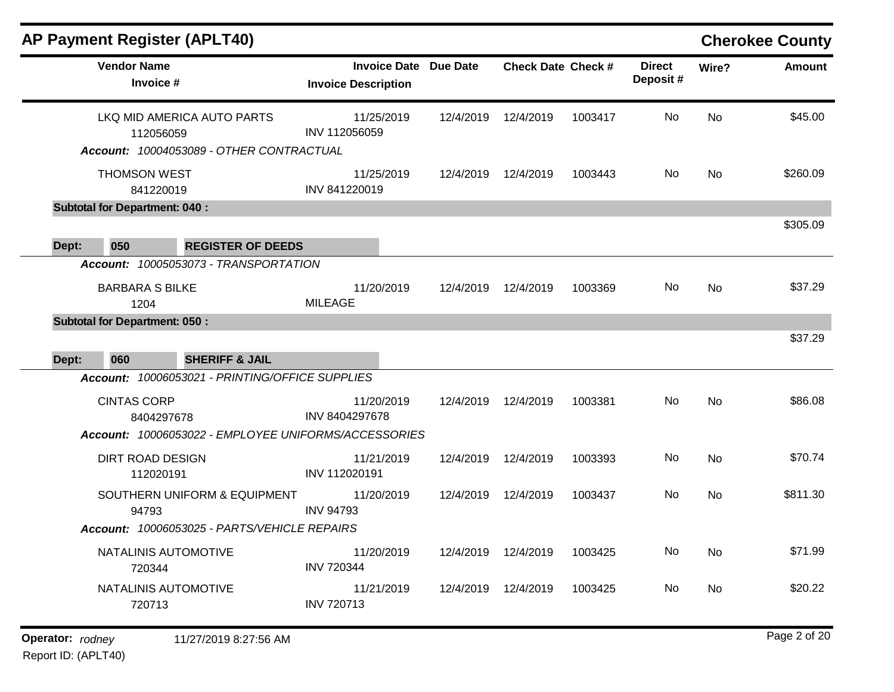## AP Payment Register (APLT40) — Cherokee County

| Vendor Name / Invoice # | Invoice Date / Invoice Description | Due Date | Check Date | Check # | Direct Deposit # | Wire? | Amount |
|---|---|---|---|---|---|---|---|
| LKQ MID AMERICA AUTO PARTS<br>112056059 | 11/25/2019<br>INV 112056059 | 12/4/2019 | 12/4/2019 | 1003417 | No | No | $45.00 |
| ***Account:** 10004053089 - OTHER CONTRACTUAL* | | | | | | | |
| THOMSON WEST<br>841220019 | 11/25/2019<br>INV 841220019 | 12/4/2019 | 12/4/2019 | 1003443 | No | No | $260.09 |
| **Subtotal for Department: 040 :** | | | | | | | $305.09 |
| **Dept: 050 REGISTER OF DEEDS** | | | | | | | |
| ***Account:** 10005053073 - TRANSPORTATION* | | | | | | | |
| BARBARA S BILKE<br>1204 | 11/20/2019<br>MILEAGE | 12/4/2019 | 12/4/2019 | 1003369 | No | No | $37.29 |
| **Subtotal for Department: 050 :** | | | | | | | $37.29 |
| **Dept: 060 SHERIFF & JAIL** | | | | | | | |
| ***Account:** 10006053021 - PRINTING/OFFICE SUPPLIES* | | | | | | | |
| CINTAS CORP<br>8404297678 | 11/20/2019<br>INV 8404297678 | 12/4/2019 | 12/4/2019 | 1003381 | No | No | $86.08 |
| ***Account:** 10006053022 - EMPLOYEE UNIFORMS/ACCESSORIES* | | | | | | | |
| DIRT ROAD DESIGN<br>112020191 | 11/21/2019<br>INV 112020191 | 12/4/2019 | 12/4/2019 | 1003393 | No | No | $70.74 |
| SOUTHERN UNIFORM & EQUIPMENT<br>94793 | 11/20/2019<br>INV 94793 | 12/4/2019 | 12/4/2019 | 1003437 | No | No | $811.30 |
| ***Account:** 10006053025 - PARTS/VEHICLE REPAIRS* | | | | | | | |
| NATALINIS AUTOMOTIVE<br>720344 | 11/20/2019<br>INV 720344 | 12/4/2019 | 12/4/2019 | 1003425 | No | No | $71.99 |
| NATALINIS AUTOMOTIVE<br>720713 | 11/21/2019<br>INV 720713 | 12/4/2019 | 12/4/2019 | 1003425 | No | No | $20.22 |

**Operator:** *rodney* 11/27/2019 8:27:56 AM
Report ID: (APLT40)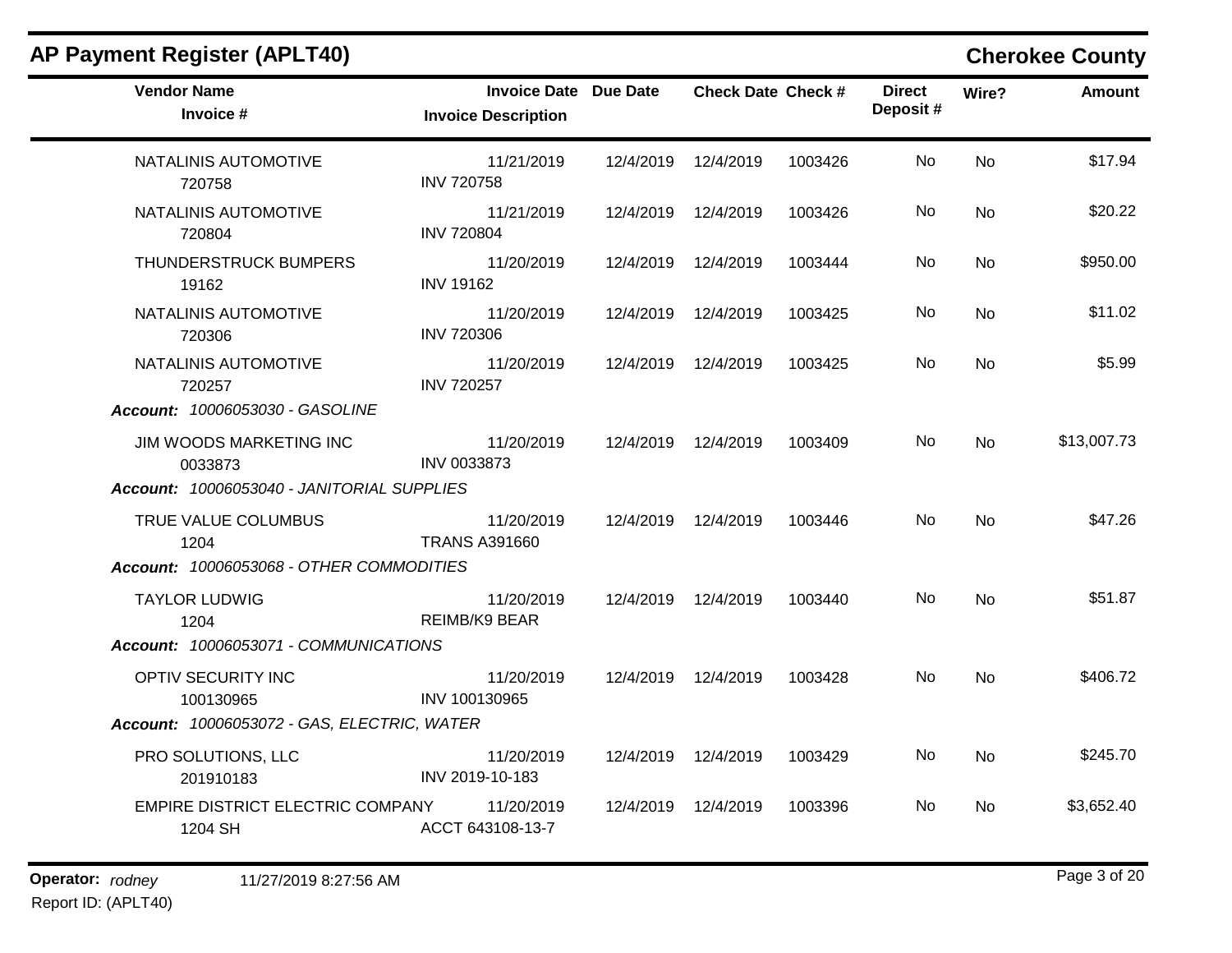## AP Payment Register (APLT40)

**Cherokee County**

| Vendor Name / Invoice # | Invoice Date / Invoice Description | Due Date | Check Date | Check # | Direct Deposit # | Wire? | Amount |
|---|---|---|---|---|---|---|---|
| NATALINIS AUTOMOTIVE<br>720758 | 11/21/2019<br>INV 720758 | 12/4/2019 | 12/4/2019 | 1003426 | No | No | $17.94 |
| NATALINIS AUTOMOTIVE<br>720804 | 11/21/2019<br>INV 720804 | 12/4/2019 | 12/4/2019 | 1003426 | No | No | $20.22 |
| THUNDERSTRUCK BUMPERS<br>19162 | 11/20/2019<br>INV 19162 | 12/4/2019 | 12/4/2019 | 1003444 | No | No | $950.00 |
| NATALINIS AUTOMOTIVE<br>720306 | 11/20/2019<br>INV 720306 | 12/4/2019 | 12/4/2019 | 1003425 | No | No | $11.02 |
| NATALINIS AUTOMOTIVE<br>720257 | 11/20/2019<br>INV 720257 | 12/4/2019 | 12/4/2019 | 1003425 | No | No | $5.99 |
| ***Account:** 10006053030 - GASOLINE* | | | | | | | |
| JIM WOODS MARKETING INC<br>0033873 | 11/20/2019<br>INV 0033873 | 12/4/2019 | 12/4/2019 | 1003409 | No | No | $13,007.73 |
| ***Account:** 10006053040 - JANITORIAL SUPPLIES* | | | | | | | |
| TRUE VALUE COLUMBUS<br>1204 | 11/20/2019<br>TRANS A391660 | 12/4/2019 | 12/4/2019 | 1003446 | No | No | $47.26 |
| ***Account:** 10006053068 - OTHER COMMODITIES* | | | | | | | |
| TAYLOR LUDWIG<br>1204 | 11/20/2019<br>REIMB/K9 BEAR | 12/4/2019 | 12/4/2019 | 1003440 | No | No | $51.87 |
| ***Account:** 10006053071 - COMMUNICATIONS* | | | | | | | |
| OPTIV SECURITY INC<br>100130965 | 11/20/2019<br>INV 100130965 | 12/4/2019 | 12/4/2019 | 1003428 | No | No | $406.72 |
| ***Account:** 10006053072 - GAS, ELECTRIC, WATER* | | | | | | | |
| PRO SOLUTIONS, LLC<br>201910183 | 11/20/2019<br>INV 2019-10-183 | 12/4/2019 | 12/4/2019 | 1003429 | No | No | $245.70 |
| EMPIRE DISTRICT ELECTRIC COMPANY<br>1204 SH | 11/20/2019<br>ACCT 643108-13-7 | 12/4/2019 | 12/4/2019 | 1003396 | No | No | $3,652.40 |

**Operator:** *rodney* 11/27/2019 8:27:56 AM
Report ID: (APLT40)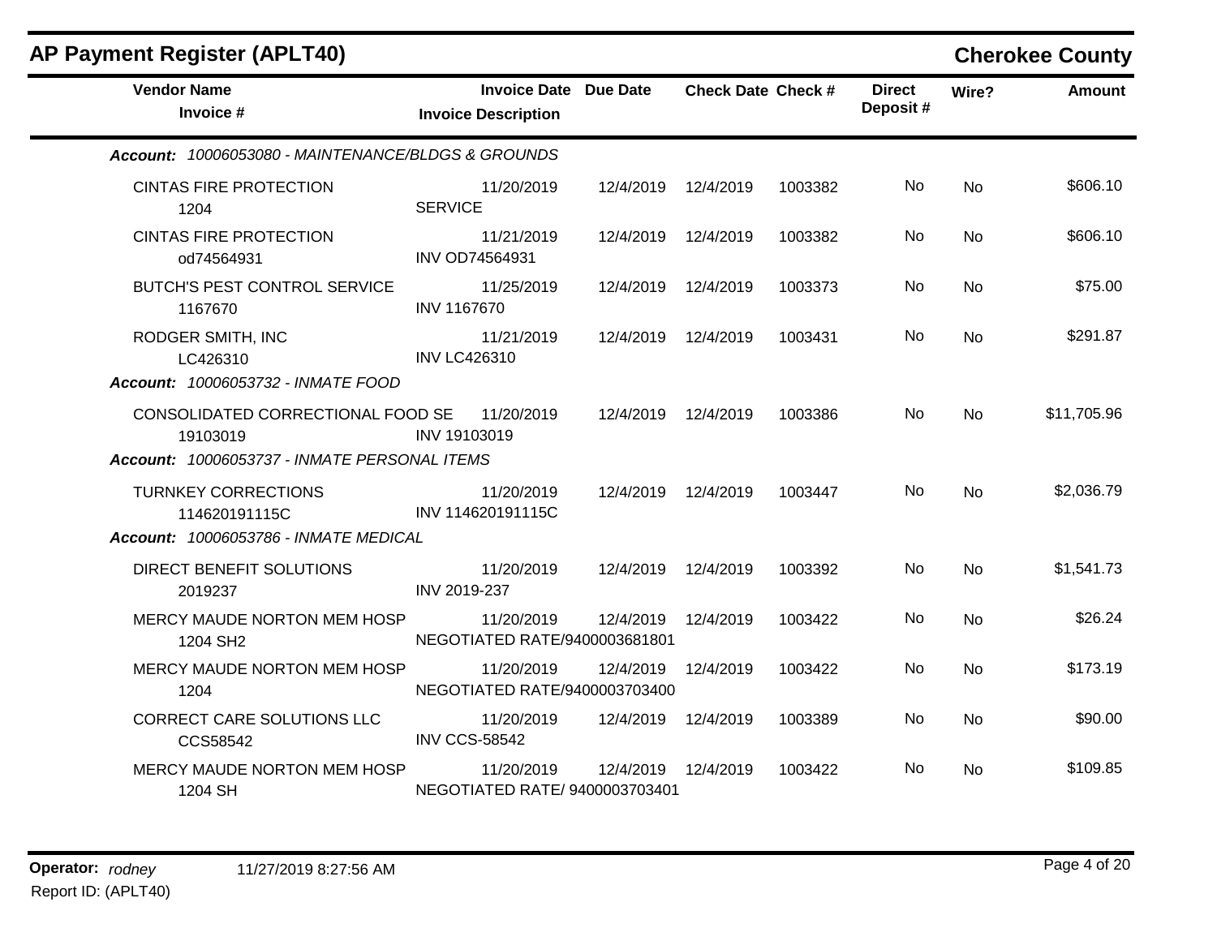# AP Payment Register (APLT40)

## Cherokee County

| Vendor Name / Invoice # | Invoice Date / Invoice Description | Due Date | Check Date | Check # | Direct Deposit # | Wire? | Amount |
|---|---|---|---|---|---|---|---|
| ***Account: 10006053080 - MAINTENANCE/BLDGS & GROUNDS*** | | | | | | | |
| CINTAS FIRE PROTECTION<br>1204 | 11/20/2019<br>SERVICE | 12/4/2019 | 12/4/2019 | 1003382 | No | No | $606.10 |
| CINTAS FIRE PROTECTION<br>od74564931 | 11/21/2019<br>INV OD74564931 | 12/4/2019 | 12/4/2019 | 1003382 | No | No | $606.10 |
| BUTCH'S PEST CONTROL SERVICE<br>1167670 | 11/25/2019<br>INV 1167670 | 12/4/2019 | 12/4/2019 | 1003373 | No | No | $75.00 |
| RODGER SMITH, INC<br>LC426310 | 11/21/2019<br>INV LC426310 | 12/4/2019 | 12/4/2019 | 1003431 | No | No | $291.87 |
| ***Account: 10006053732 - INMATE FOOD*** | | | | | | | |
| CONSOLIDATED CORRECTIONAL FOOD SE<br>19103019 | 11/20/2019<br>INV 19103019 | 12/4/2019 | 12/4/2019 | 1003386 | No | No | $11,705.96 |
| ***Account: 10006053737 - INMATE PERSONAL ITEMS*** | | | | | | | |
| TURNKEY CORRECTIONS<br>114620191115C | 11/20/2019<br>INV 114620191115C | 12/4/2019 | 12/4/2019 | 1003447 | No | No | $2,036.79 |
| ***Account: 10006053786 - INMATE MEDICAL*** | | | | | | | |
| DIRECT BENEFIT SOLUTIONS<br>2019237 | 11/20/2019<br>INV 2019-237 | 12/4/2019 | 12/4/2019 | 1003392 | No | No | $1,541.73 |
| MERCY MAUDE NORTON MEM HOSP<br>1204 SH2 | 11/20/2019<br>NEGOTIATED RATE/9400003681801 | 12/4/2019 | 12/4/2019 | 1003422 | No | No | $26.24 |
| MERCY MAUDE NORTON MEM HOSP<br>1204 | 11/20/2019<br>NEGOTIATED RATE/9400003703400 | 12/4/2019 | 12/4/2019 | 1003422 | No | No | $173.19 |
| CORRECT CARE SOLUTIONS LLC<br>CCS58542 | 11/20/2019<br>INV CCS-58542 | 12/4/2019 | 12/4/2019 | 1003389 | No | No | $90.00 |
| MERCY MAUDE NORTON MEM HOSP<br>1204 SH | 11/20/2019<br>NEGOTIATED RATE/ 9400003703401 | 12/4/2019 | 12/4/2019 | 1003422 | No | No | $109.85 |

**Operator:** *rodney* 11/27/2019 8:27:56 AM
Report ID: (APLT40)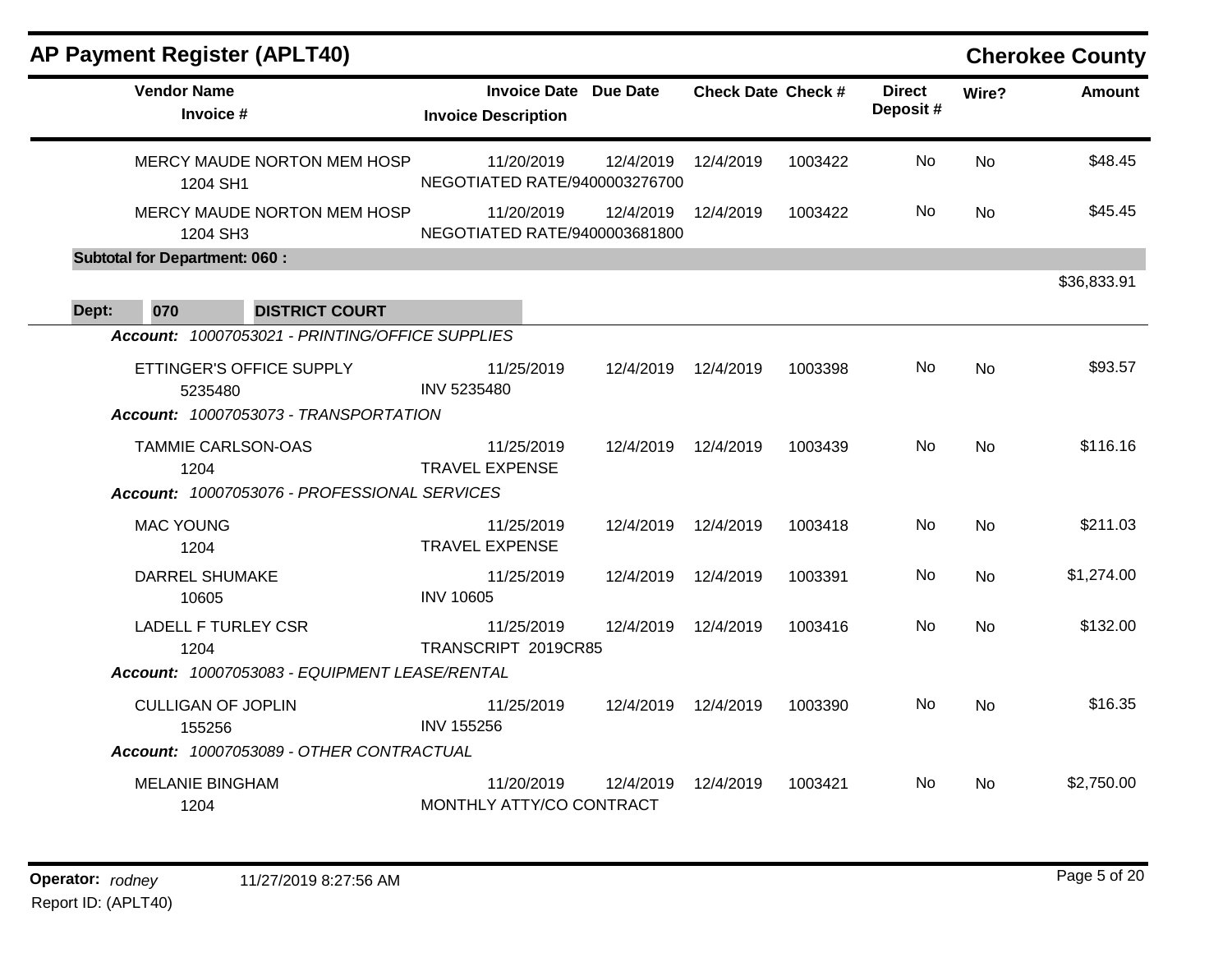## AP Payment Register (APLT40)

## Cherokee County

| Vendor Name / Invoice # | Invoice Date / Invoice Description | Due Date | Check Date | Check # | Direct Deposit # | Wire? | Amount |
|---|---|---|---|---|---|---|---|
| MERCY MAUDE NORTON MEM HOSP<br>1204 SH1 | 11/20/2019<br>NEGOTIATED RATE/9400003276700 | 12/4/2019 | 12/4/2019 | 1003422 | No | No | $48.45 |
| MERCY MAUDE NORTON MEM HOSP<br>1204 SH3 | 11/20/2019<br>NEGOTIATED RATE/9400003681800 | 12/4/2019 | 12/4/2019 | 1003422 | No | No | $45.45 |
| **Subtotal for Department: 060 :** | | | | | | | $36,833.91 |

**Dept: 070 DISTRICT COURT**

| Vendor Name / Invoice # | Invoice Date / Invoice Description | Due Date | Check Date | Check # | Direct Deposit # | Wire? | Amount |
|---|---|---|---|---|---|---|---|
| ***Account: 10007053021 - PRINTING/OFFICE SUPPLIES*** | | | | | | | |
| ETTINGER'S OFFICE SUPPLY<br>5235480 | 11/25/2019<br>INV 5235480 | 12/4/2019 | 12/4/2019 | 1003398 | No | No | $93.57 |
| ***Account: 10007053073 - TRANSPORTATION*** | | | | | | | |
| TAMMIE CARLSON-OAS<br>1204 | 11/25/2019<br>TRAVEL EXPENSE | 12/4/2019 | 12/4/2019 | 1003439 | No | No | $116.16 |
| ***Account: 10007053076 - PROFESSIONAL SERVICES*** | | | | | | | |
| MAC YOUNG<br>1204 | 11/25/2019<br>TRAVEL EXPENSE | 12/4/2019 | 12/4/2019 | 1003418 | No | No | $211.03 |
| DARREL SHUMAKE<br>10605 | 11/25/2019<br>INV 10605 | 12/4/2019 | 12/4/2019 | 1003391 | No | No | $1,274.00 |
| LADELL F TURLEY CSR<br>1204 | 11/25/2019<br>TRANSCRIPT 2019CR85 | 12/4/2019 | 12/4/2019 | 1003416 | No | No | $132.00 |
| ***Account: 10007053083 - EQUIPMENT LEASE/RENTAL*** | | | | | | | |
| CULLIGAN OF JOPLIN<br>155256 | 11/25/2019<br>INV 155256 | 12/4/2019 | 12/4/2019 | 1003390 | No | No | $16.35 |
| ***Account: 10007053089 - OTHER CONTRACTUAL*** | | | | | | | |
| MELANIE BINGHAM<br>1204 | 11/20/2019<br>MONTHLY ATTY/CO CONTRACT | 12/4/2019 | 12/4/2019 | 1003421 | No | No | $2,750.00 |

**Operator:** *rodney* 11/27/2019 8:27:56 AM
Report ID: (APLT40)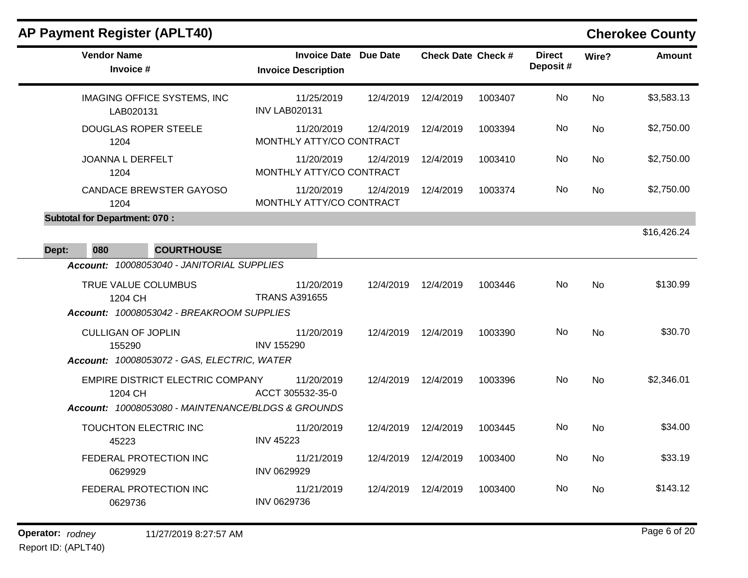## AP Payment Register (APLT40)

## Cherokee County

| Vendor Name / Invoice # | Invoice Date / Invoice Description | Due Date | Check Date | Check # | Direct Deposit # | Wire? | Amount |
|---|---|---|---|---|---|---|---|
| IMAGING OFFICE SYSTEMS, INC<br>LAB020131 | 11/25/2019<br>INV LAB020131 | 12/4/2019 | 12/4/2019 | 1003407 | No | No | $3,583.13 |
| DOUGLAS ROPER STEELE<br>1204 | 11/20/2019<br>MONTHLY ATTY/CO CONTRACT | 12/4/2019 | 12/4/2019 | 1003394 | No | No | $2,750.00 |
| JOANNA L DERFELT<br>1204 | 11/20/2019<br>MONTHLY ATTY/CO CONTRACT | 12/4/2019 | 12/4/2019 | 1003410 | No | No | $2,750.00 |
| CANDACE BREWSTER GAYOSO<br>1204 | 11/20/2019<br>MONTHLY ATTY/CO CONTRACT | 12/4/2019 | 12/4/2019 | 1003374 | No | No | $2,750.00 |
| **Subtotal for Department: 070 :** | | | | | | | $16,426.24 |

**Dept: 080 COURTHOUSE**

***Account: 10008053040 - JANITORIAL SUPPLIES***

| Vendor Name / Invoice # | Invoice Date / Invoice Description | Due Date | Check Date | Check # | Direct Deposit # | Wire? | Amount |
|---|---|---|---|---|---|---|---|
| TRUE VALUE COLUMBUS<br>1204 CH | 11/20/2019<br>TRANS A391655 | 12/4/2019 | 12/4/2019 | 1003446 | No | No | $130.99 |

***Account: 10008053042 - BREAKROOM SUPPLIES***

| Vendor Name / Invoice # | Invoice Date / Invoice Description | Due Date | Check Date | Check # | Direct Deposit # | Wire? | Amount |
|---|---|---|---|---|---|---|---|
| CULLIGAN OF JOPLIN<br>155290 | 11/20/2019<br>INV 155290 | 12/4/2019 | 12/4/2019 | 1003390 | No | No | $30.70 |

***Account: 10008053072 - GAS, ELECTRIC, WATER***

| Vendor Name / Invoice # | Invoice Date / Invoice Description | Due Date | Check Date | Check # | Direct Deposit # | Wire? | Amount |
|---|---|---|---|---|---|---|---|
| EMPIRE DISTRICT ELECTRIC COMPANY<br>1204 CH | 11/20/2019<br>ACCT 305532-35-0 | 12/4/2019 | 12/4/2019 | 1003396 | No | No | $2,346.01 |

***Account: 10008053080 - MAINTENANCE/BLDGS & GROUNDS***

| Vendor Name / Invoice # | Invoice Date / Invoice Description | Due Date | Check Date | Check # | Direct Deposit # | Wire? | Amount |
|---|---|---|---|---|---|---|---|
| TOUCHTON ELECTRIC INC<br>45223 | 11/20/2019<br>INV 45223 | 12/4/2019 | 12/4/2019 | 1003445 | No | No | $34.00 |
| FEDERAL PROTECTION INC<br>0629929 | 11/21/2019<br>INV 0629929 | 12/4/2019 | 12/4/2019 | 1003400 | No | No | $33.19 |
| FEDERAL PROTECTION INC<br>0629736 | 11/21/2019<br>INV 0629736 | 12/4/2019 | 12/4/2019 | 1003400 | No | No | $143.12 |

**Operator:** *rodney* 11/27/2019 8:27:57 AM
Report ID: (APLT40)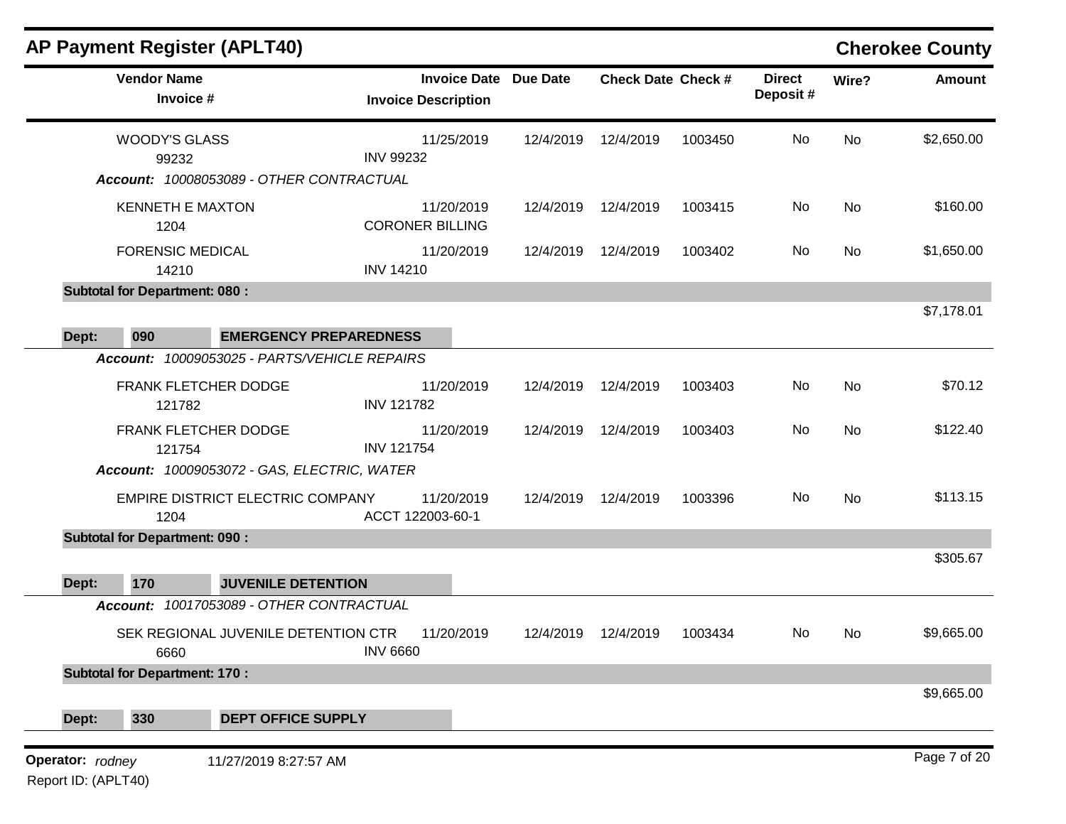## AP Payment Register (APLT40)

**Cherokee County**

| Vendor Name / Invoice # | Invoice Date / Invoice Description | Due Date | Check Date | Check # | Direct Deposit # | Wire? | Amount |
|---|---|---|---|---|---|---|---|
| WOODY'S GLASS / 99232 | 11/25/2019 / INV 99232 | 12/4/2019 | 12/4/2019 | 1003450 | No | No | $2,650.00 |
| ***Account: 10008053089 - OTHER CONTRACTUAL*** | | | | | | | |
| KENNETH E MAXTON / 1204 | 11/20/2019 / CORONER BILLING | 12/4/2019 | 12/4/2019 | 1003415 | No | No | $160.00 |
| FORENSIC MEDICAL / 14210 | 11/20/2019 / INV 14210 | 12/4/2019 | 12/4/2019 | 1003402 | No | No | $1,650.00 |
| **Subtotal for Department: 080 :** | | | | | | | $7,178.01 |
| **Dept: 090 EMERGENCY PREPAREDNESS** | | | | | | | |
| ***Account: 10009053025 - PARTS/VEHICLE REPAIRS*** | | | | | | | |
| FRANK FLETCHER DODGE / 121782 | 11/20/2019 / INV 121782 | 12/4/2019 | 12/4/2019 | 1003403 | No | No | $70.12 |
| FRANK FLETCHER DODGE / 121754 | 11/20/2019 / INV 121754 | 12/4/2019 | 12/4/2019 | 1003403 | No | No | $122.40 |
| ***Account: 10009053072 - GAS, ELECTRIC, WATER*** | | | | | | | |
| EMPIRE DISTRICT ELECTRIC COMPANY / 1204 | 11/20/2019 / ACCT 122003-60-1 | 12/4/2019 | 12/4/2019 | 1003396 | No | No | $113.15 |
| **Subtotal for Department: 090 :** | | | | | | | $305.67 |
| **Dept: 170 JUVENILE DETENTION** | | | | | | | |
| ***Account: 10017053089 - OTHER CONTRACTUAL*** | | | | | | | |
| SEK REGIONAL JUVENILE DETENTION CTR / 6660 | 11/20/2019 / INV 6660 | 12/4/2019 | 12/4/2019 | 1003434 | No | No | $9,665.00 |
| **Subtotal for Department: 170 :** | | | | | | | $9,665.00 |
| **Dept: 330 DEPT OFFICE SUPPLY** | | | | | | | |

**Operator:** *rodney* 11/27/2019 8:27:57 AM

Report ID: (APLT40)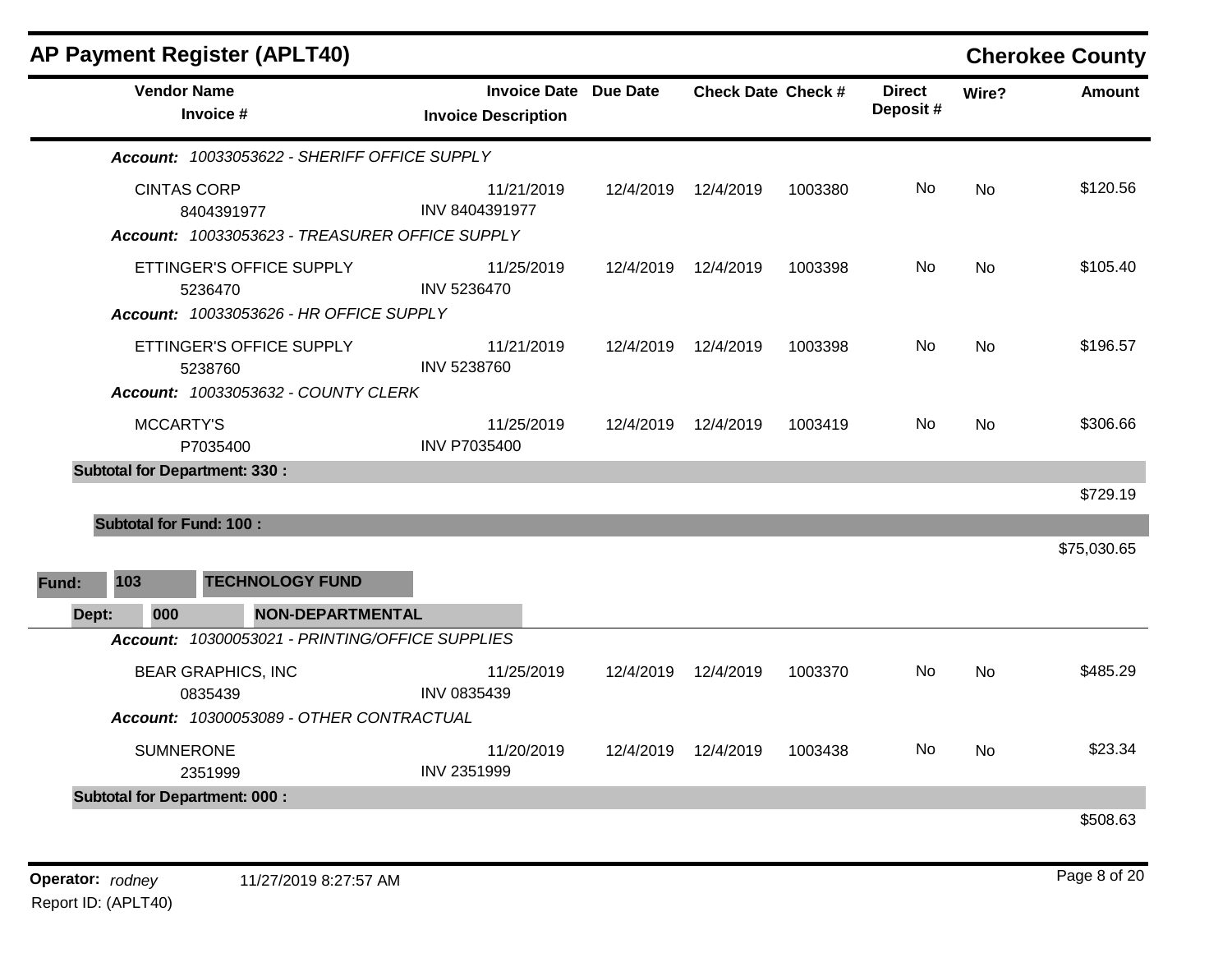## AP Payment Register (APLT40) — Cherokee County

| Vendor Name / Invoice # | Invoice Date / Invoice Description | Due Date | Check Date | Check # | Direct Deposit # | Wire? | Amount |
|---|---|---|---|---|---|---|---|
| ***Account:** 10033053622 - SHERIFF OFFICE SUPPLY* | | | | | | | |
| CINTAS CORP<br>8404391977 | 11/21/2019<br>INV 8404391977 | 12/4/2019 | 12/4/2019 | 1003380 | No | No | $120.56 |
| ***Account:** 10033053623 - TREASURER OFFICE SUPPLY* | | | | | | | |
| ETTINGER'S OFFICE SUPPLY<br>5236470 | 11/25/2019<br>INV 5236470 | 12/4/2019 | 12/4/2019 | 1003398 | No | No | $105.40 |
| ***Account:** 10033053626 - HR OFFICE SUPPLY* | | | | | | | |
| ETTINGER'S OFFICE SUPPLY<br>5238760 | 11/21/2019<br>INV 5238760 | 12/4/2019 | 12/4/2019 | 1003398 | No | No | $196.57 |
| ***Account:** 10033053632 - COUNTY CLERK* | | | | | | | |
| MCCARTY'S<br>P7035400 | 11/25/2019<br>INV P7035400 | 12/4/2019 | 12/4/2019 | 1003419 | No | No | $306.66 |
| **Subtotal for Department: 330 :** | | | | | | | $729.19 |
| **Subtotal for Fund: 100 :** | | | | | | | $75,030.65 |

**Fund:** **103** **TECHNOLOGY FUND**

**Dept:** **000** **NON-DEPARTMENTAL**

| Vendor Name / Invoice # | Invoice Date / Invoice Description | Due Date | Check Date | Check # | Direct Deposit # | Wire? | Amount |
|---|---|---|---|---|---|---|---|
| ***Account:** 10300053021 - PRINTING/OFFICE SUPPLIES* | | | | | | | |
| BEAR GRAPHICS, INC<br>0835439 | 11/25/2019<br>INV 0835439 | 12/4/2019 | 12/4/2019 | 1003370 | No | No | $485.29 |
| ***Account:** 10300053089 - OTHER CONTRACTUAL* | | | | | | | |
| SUMNERONE<br>2351999 | 11/20/2019<br>INV 2351999 | 12/4/2019 | 12/4/2019 | 1003438 | No | No | $23.34 |
| **Subtotal for Department: 000 :** | | | | | | | $508.63 |

**Operator:** *rodney* 11/27/2019 8:27:57 AM
Report ID: (APLT40)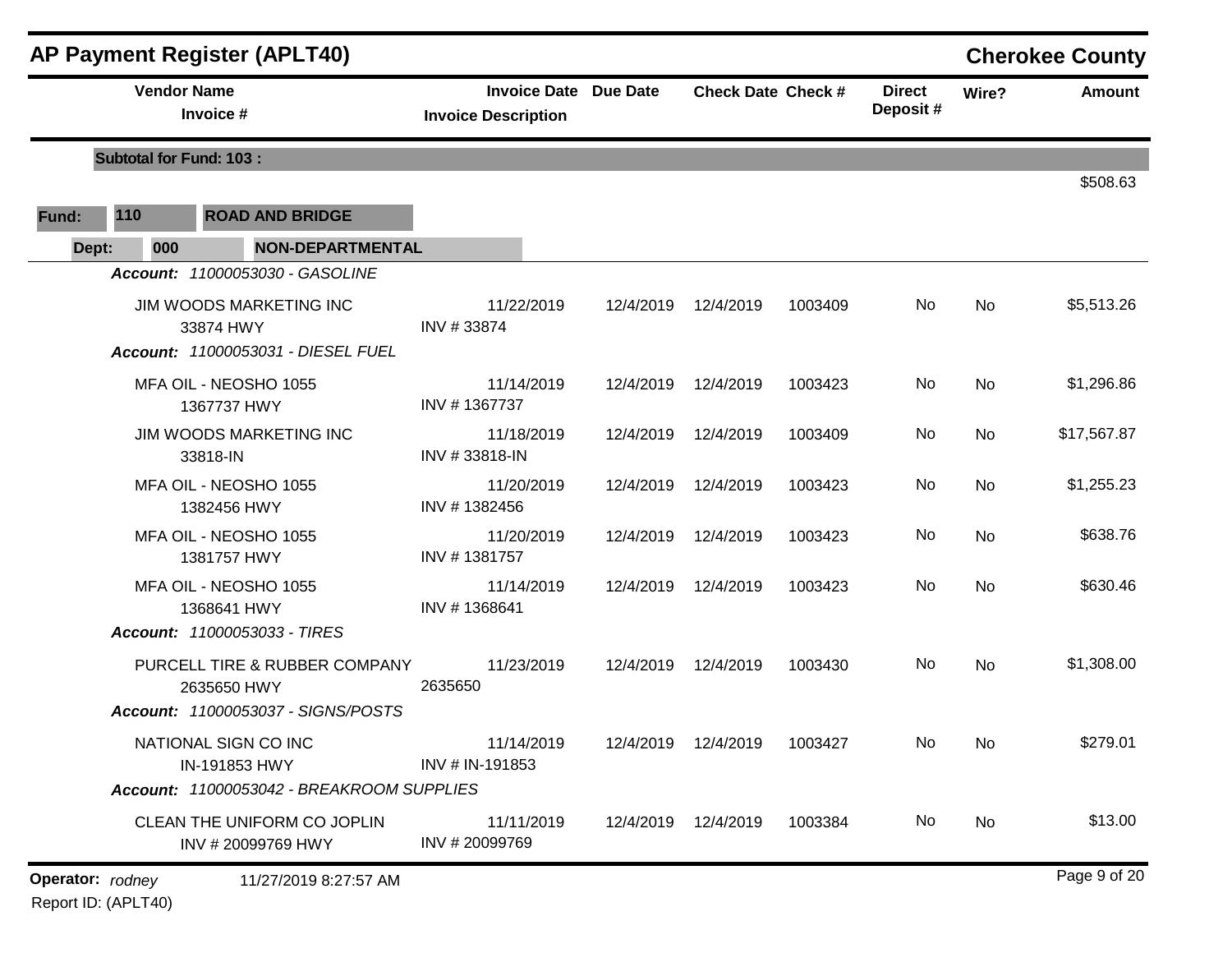## AP Payment Register (APLT40)

**Cherokee County**

| Vendor Name / Invoice # | Invoice Date / Invoice Description | Due Date | Check Date | Check # | Direct Deposit # | Wire? | Amount |
|---|---|---|---|---|---|---|---|
| **Subtotal for Fund: 103 :** | | | | | | | $508.63 |

**Fund: 110 ROAD AND BRIDGE**

**Dept: 000 NON-DEPARTMENTAL**

| Vendor Name / Invoice # | Invoice Date / Invoice Description | Due Date | Check Date | Check # | Direct Deposit # | Wire? | Amount |
|---|---|---|---|---|---|---|---|
| ***Account: 11000053030 - GASOLINE*** | | | | | | | |
| JIM WOODS MARKETING INC<br>33874 HWY | 11/22/2019<br>INV # 33874 | 12/4/2019 | 12/4/2019 | 1003409 | No | No | $5,513.26 |
| ***Account: 11000053031 - DIESEL FUEL*** | | | | | | | |
| MFA OIL - NEOSHO 1055<br>1367737 HWY | 11/14/2019<br>INV # 1367737 | 12/4/2019 | 12/4/2019 | 1003423 | No | No | $1,296.86 |
| JIM WOODS MARKETING INC<br>33818-IN | 11/18/2019<br>INV # 33818-IN | 12/4/2019 | 12/4/2019 | 1003409 | No | No | $17,567.87 |
| MFA OIL - NEOSHO 1055<br>1382456 HWY | 11/20/2019<br>INV # 1382456 | 12/4/2019 | 12/4/2019 | 1003423 | No | No | $1,255.23 |
| MFA OIL - NEOSHO 1055<br>1381757 HWY | 11/20/2019<br>INV # 1381757 | 12/4/2019 | 12/4/2019 | 1003423 | No | No | $638.76 |
| MFA OIL - NEOSHO 1055<br>1368641 HWY | 11/14/2019<br>INV # 1368641 | 12/4/2019 | 12/4/2019 | 1003423 | No | No | $630.46 |
| ***Account: 11000053033 - TIRES*** | | | | | | | |
| PURCELL TIRE & RUBBER COMPANY<br>2635650 HWY | 11/23/2019<br>2635650 | 12/4/2019 | 12/4/2019 | 1003430 | No | No | $1,308.00 |
| ***Account: 11000053037 - SIGNS/POSTS*** | | | | | | | |
| NATIONAL SIGN CO INC<br>IN-191853 HWY | 11/14/2019<br>INV # IN-191853 | 12/4/2019 | 12/4/2019 | 1003427 | No | No | $279.01 |
| ***Account: 11000053042 - BREAKROOM SUPPLIES*** | | | | | | | |
| CLEAN THE UNIFORM CO JOPLIN<br>INV # 20099769 HWY | 11/11/2019<br>INV # 20099769 | 12/4/2019 | 12/4/2019 | 1003384 | No | No | $13.00 |

**Operator:** *rodney* 11/27/2019 8:27:57 AM

Report ID: (APLT40)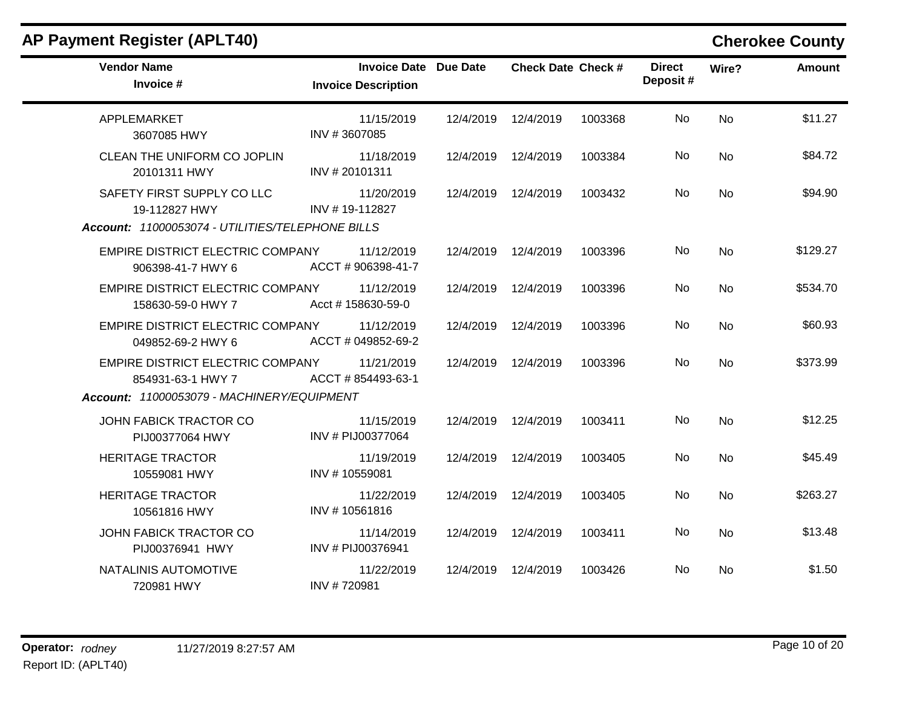## AP Payment Register (APLT40)

**Cherokee County**

| Vendor Name / Invoice # | Invoice Date / Invoice Description | Due Date | Check Date | Check # | Direct Deposit # | Wire? | Amount |
|---|---|---|---|---|---|---|---|
| APPLEMARKET<br>3607085 HWY | 11/15/2019<br>INV # 3607085 | 12/4/2019 | 12/4/2019 | 1003368 | No | No | $11.27 |
| CLEAN THE UNIFORM CO JOPLIN<br>20101311 HWY | 11/18/2019<br>INV # 20101311 | 12/4/2019 | 12/4/2019 | 1003384 | No | No | $84.72 |
| SAFETY FIRST SUPPLY CO LLC<br>19-112827 HWY | 11/20/2019<br>INV # 19-112827 | 12/4/2019 | 12/4/2019 | 1003432 | No | No | $94.90 |
| ***Account: 11000053074 - UTILITIES/TELEPHONE BILLS*** | | | | | | | |
| EMPIRE DISTRICT ELECTRIC COMPANY<br>906398-41-7 HWY 6 | 11/12/2019<br>ACCT # 906398-41-7 | 12/4/2019 | 12/4/2019 | 1003396 | No | No | $129.27 |
| EMPIRE DISTRICT ELECTRIC COMPANY<br>158630-59-0 HWY 7 | 11/12/2019<br>Acct # 158630-59-0 | 12/4/2019 | 12/4/2019 | 1003396 | No | No | $534.70 |
| EMPIRE DISTRICT ELECTRIC COMPANY<br>049852-69-2 HWY 6 | 11/12/2019<br>ACCT # 049852-69-2 | 12/4/2019 | 12/4/2019 | 1003396 | No | No | $60.93 |
| EMPIRE DISTRICT ELECTRIC COMPANY<br>854931-63-1 HWY 7 | 11/21/2019<br>ACCT # 854493-63-1 | 12/4/2019 | 12/4/2019 | 1003396 | No | No | $373.99 |
| ***Account: 11000053079 - MACHINERY/EQUIPMENT*** | | | | | | | |
| JOHN FABICK TRACTOR CO<br>PIJ00377064 HWY | 11/15/2019<br>INV # PIJ00377064 | 12/4/2019 | 12/4/2019 | 1003411 | No | No | $12.25 |
| HERITAGE TRACTOR<br>10559081 HWY | 11/19/2019<br>INV # 10559081 | 12/4/2019 | 12/4/2019 | 1003405 | No | No | $45.49 |
| HERITAGE TRACTOR<br>10561816 HWY | 11/22/2019<br>INV # 10561816 | 12/4/2019 | 12/4/2019 | 1003405 | No | No | $263.27 |
| JOHN FABICK TRACTOR CO<br>PIJ00376941 HWY | 11/14/2019<br>INV # PIJ00376941 | 12/4/2019 | 12/4/2019 | 1003411 | No | No | $13.48 |
| NATALINIS AUTOMOTIVE<br>720981 HWY | 11/22/2019<br>INV # 720981 | 12/4/2019 | 12/4/2019 | 1003426 | No | No | $1.50 |

**Operator:** *rodney* 11/27/2019 8:27:57 AM
Report ID: (APLT40)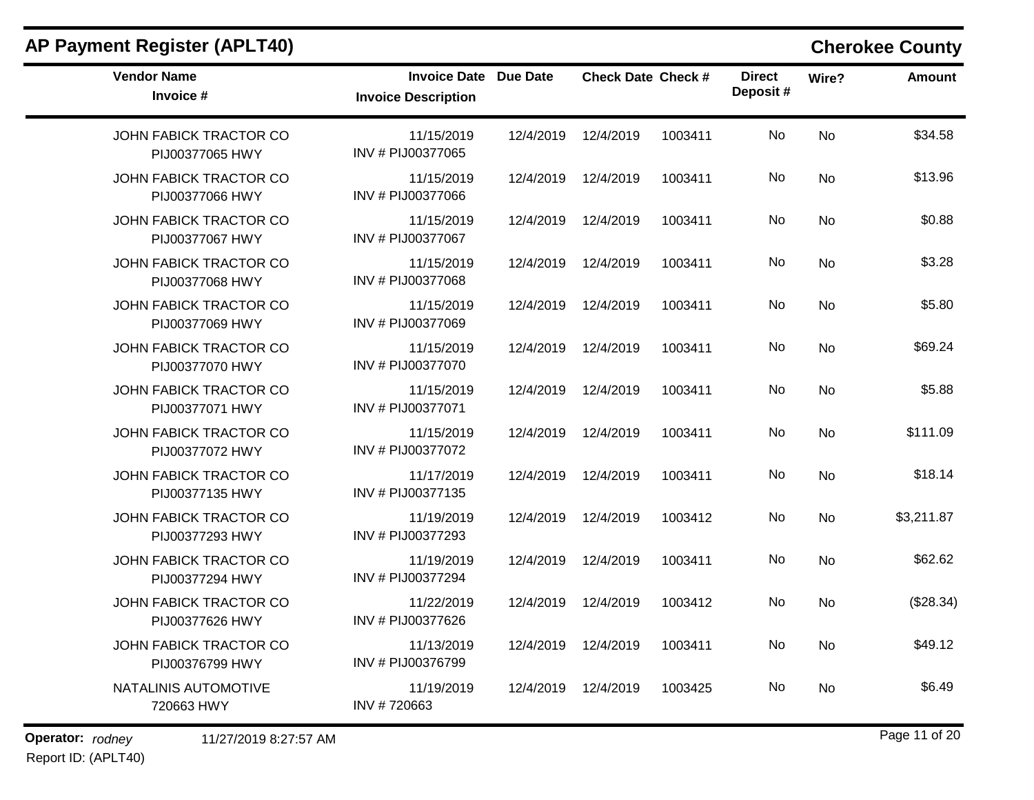## AP Payment Register (APLT40)

**Cherokee County**

| Vendor Name / Invoice # | Invoice Date / Invoice Description | Due Date | Check Date | Check # | Direct Deposit # | Wire? | Amount |
|---|---|---|---|---|---|---|---|
| JOHN FABICK TRACTOR CO<br>PIJ00377065 HWY | 11/15/2019<br>INV # PIJ00377065 | 12/4/2019 | 12/4/2019 | 1003411 | No | No | $34.58 |
| JOHN FABICK TRACTOR CO<br>PIJ00377066 HWY | 11/15/2019<br>INV # PIJ00377066 | 12/4/2019 | 12/4/2019 | 1003411 | No | No | $13.96 |
| JOHN FABICK TRACTOR CO<br>PIJ00377067 HWY | 11/15/2019<br>INV # PIJ00377067 | 12/4/2019 | 12/4/2019 | 1003411 | No | No | $0.88 |
| JOHN FABICK TRACTOR CO<br>PIJ00377068 HWY | 11/15/2019<br>INV # PIJ00377068 | 12/4/2019 | 12/4/2019 | 1003411 | No | No | $3.28 |
| JOHN FABICK TRACTOR CO<br>PIJ00377069 HWY | 11/15/2019<br>INV # PIJ00377069 | 12/4/2019 | 12/4/2019 | 1003411 | No | No | $5.80 |
| JOHN FABICK TRACTOR CO<br>PIJ00377070 HWY | 11/15/2019<br>INV # PIJ00377070 | 12/4/2019 | 12/4/2019 | 1003411 | No | No | $69.24 |
| JOHN FABICK TRACTOR CO<br>PIJ00377071 HWY | 11/15/2019<br>INV # PIJ00377071 | 12/4/2019 | 12/4/2019 | 1003411 | No | No | $5.88 |
| JOHN FABICK TRACTOR CO<br>PIJ00377072 HWY | 11/15/2019<br>INV # PIJ00377072 | 12/4/2019 | 12/4/2019 | 1003411 | No | No | $111.09 |
| JOHN FABICK TRACTOR CO<br>PIJ00377135 HWY | 11/17/2019<br>INV # PIJ00377135 | 12/4/2019 | 12/4/2019 | 1003411 | No | No | $18.14 |
| JOHN FABICK TRACTOR CO<br>PIJ00377293 HWY | 11/19/2019<br>INV # PIJ00377293 | 12/4/2019 | 12/4/2019 | 1003412 | No | No | $3,211.87 |
| JOHN FABICK TRACTOR CO<br>PIJ00377294 HWY | 11/19/2019<br>INV # PIJ00377294 | 12/4/2019 | 12/4/2019 | 1003411 | No | No | $62.62 |
| JOHN FABICK TRACTOR CO<br>PIJ00377626 HWY | 11/22/2019<br>INV # PIJ00377626 | 12/4/2019 | 12/4/2019 | 1003412 | No | No | ($28.34) |
| JOHN FABICK TRACTOR CO<br>PIJ00376799 HWY | 11/13/2019<br>INV # PIJ00376799 | 12/4/2019 | 12/4/2019 | 1003411 | No | No | $49.12 |
| NATALINIS AUTOMOTIVE<br>720663 HWY | 11/19/2019<br>INV # 720663 | 12/4/2019 | 12/4/2019 | 1003425 | No | No | $6.49 |

**Operator:** *rodney* 11/27/2019 8:27:57 AM

Report ID: (APLT40)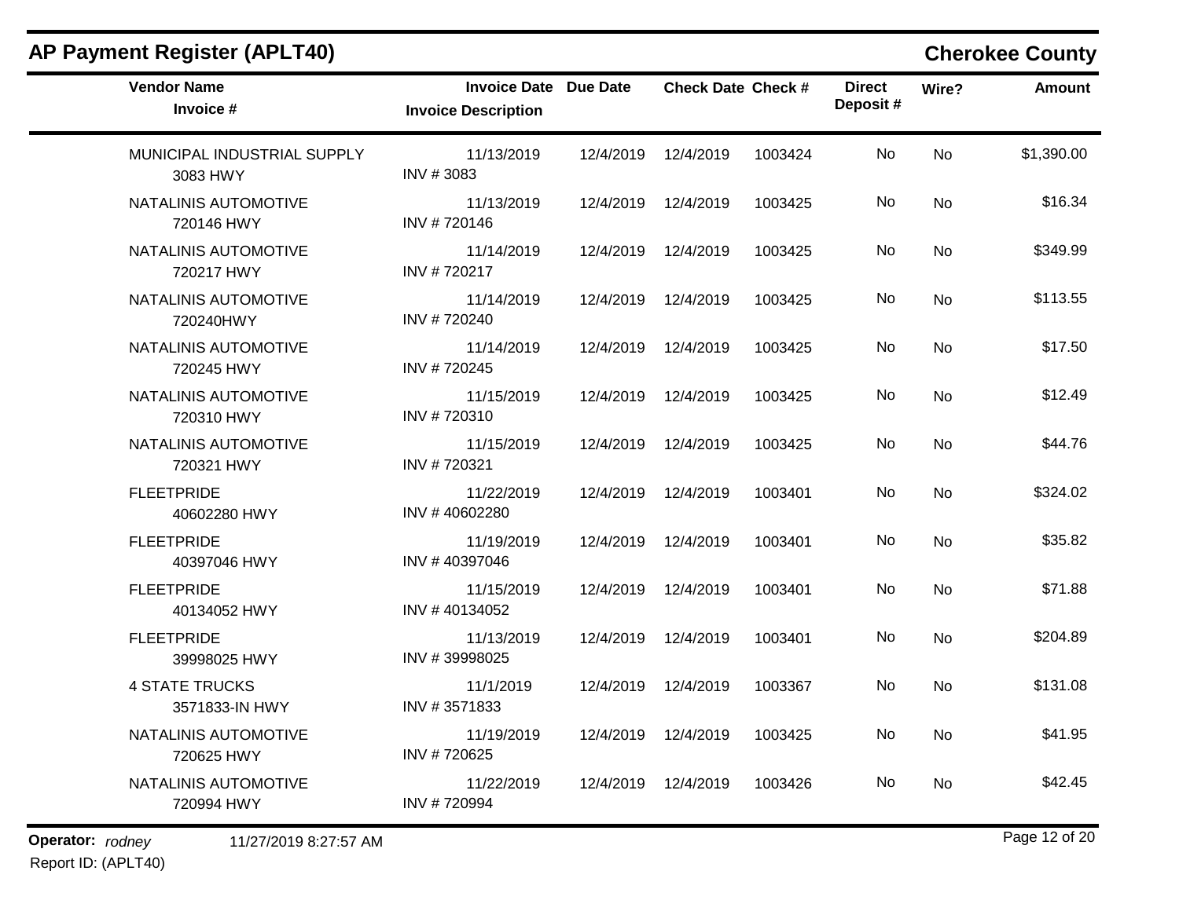## AP Payment Register (APLT40)

**Cherokee County**

| Vendor Name<br>Invoice # | Invoice Date<br>Invoice Description | Due Date | Check Date | Check # | Direct Deposit # | Wire? | Amount |
|---|---|---|---|---|---|---|---|
| MUNICIPAL INDUSTRIAL SUPPLY<br>3083 HWY | 11/13/2019<br>INV # 3083 | 12/4/2019 | 12/4/2019 | 1003424 | No | No | $1,390.00 |
| NATALINIS AUTOMOTIVE<br>720146 HWY | 11/13/2019<br>INV # 720146 | 12/4/2019 | 12/4/2019 | 1003425 | No | No | $16.34 |
| NATALINIS AUTOMOTIVE<br>720217 HWY | 11/14/2019<br>INV # 720217 | 12/4/2019 | 12/4/2019 | 1003425 | No | No | $349.99 |
| NATALINIS AUTOMOTIVE<br>720240HWY | 11/14/2019<br>INV # 720240 | 12/4/2019 | 12/4/2019 | 1003425 | No | No | $113.55 |
| NATALINIS AUTOMOTIVE<br>720245 HWY | 11/14/2019<br>INV # 720245 | 12/4/2019 | 12/4/2019 | 1003425 | No | No | $17.50 |
| NATALINIS AUTOMOTIVE<br>720310 HWY | 11/15/2019<br>INV # 720310 | 12/4/2019 | 12/4/2019 | 1003425 | No | No | $12.49 |
| NATALINIS AUTOMOTIVE<br>720321 HWY | 11/15/2019<br>INV # 720321 | 12/4/2019 | 12/4/2019 | 1003425 | No | No | $44.76 |
| FLEETPRIDE<br>40602280 HWY | 11/22/2019<br>INV # 40602280 | 12/4/2019 | 12/4/2019 | 1003401 | No | No | $324.02 |
| FLEETPRIDE<br>40397046 HWY | 11/19/2019<br>INV # 40397046 | 12/4/2019 | 12/4/2019 | 1003401 | No | No | $35.82 |
| FLEETPRIDE<br>40134052 HWY | 11/15/2019<br>INV # 40134052 | 12/4/2019 | 12/4/2019 | 1003401 | No | No | $71.88 |
| FLEETPRIDE<br>39998025 HWY | 11/13/2019<br>INV # 39998025 | 12/4/2019 | 12/4/2019 | 1003401 | No | No | $204.89 |
| 4 STATE TRUCKS<br>3571833-IN HWY | 11/1/2019<br>INV # 3571833 | 12/4/2019 | 12/4/2019 | 1003367 | No | No | $131.08 |
| NATALINIS AUTOMOTIVE<br>720625 HWY | 11/19/2019<br>INV # 720625 | 12/4/2019 | 12/4/2019 | 1003425 | No | No | $41.95 |
| NATALINIS AUTOMOTIVE<br>720994 HWY | 11/22/2019<br>INV # 720994 | 12/4/2019 | 12/4/2019 | 1003426 | No | No | $42.45 |

**Operator:** *rodney* 11/27/2019 8:27:57 AM

Report ID: (APLT40)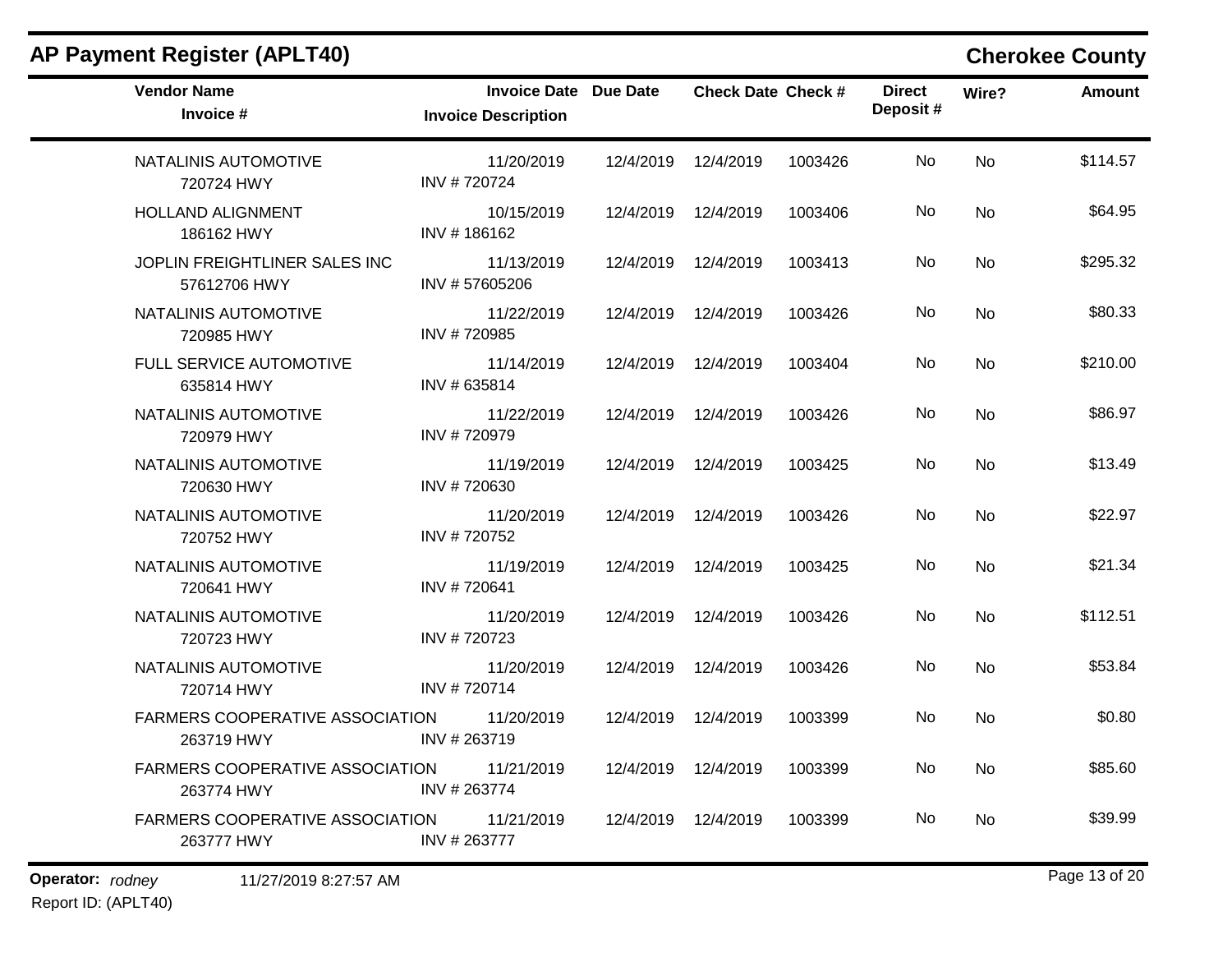## AP Payment Register (APLT40)

**Cherokee County**

| Vendor Name / Invoice # | Invoice Date / Invoice Description | Due Date | Check Date | Check # | Direct Deposit # | Wire? | Amount |
|---|---|---|---|---|---|---|---|
| NATALINIS AUTOMOTIVE<br>720724 HWY | 11/20/2019<br>INV # 720724 | 12/4/2019 | 12/4/2019 | 1003426 | No | No | $114.57 |
| HOLLAND ALIGNMENT<br>186162 HWY | 10/15/2019<br>INV # 186162 | 12/4/2019 | 12/4/2019 | 1003406 | No | No | $64.95 |
| JOPLIN FREIGHTLINER SALES INC<br>57612706 HWY | 11/13/2019<br>INV # 57605206 | 12/4/2019 | 12/4/2019 | 1003413 | No | No | $295.32 |
| NATALINIS AUTOMOTIVE<br>720985 HWY | 11/22/2019<br>INV # 720985 | 12/4/2019 | 12/4/2019 | 1003426 | No | No | $80.33 |
| FULL SERVICE AUTOMOTIVE<br>635814 HWY | 11/14/2019<br>INV # 635814 | 12/4/2019 | 12/4/2019 | 1003404 | No | No | $210.00 |
| NATALINIS AUTOMOTIVE<br>720979 HWY | 11/22/2019<br>INV # 720979 | 12/4/2019 | 12/4/2019 | 1003426 | No | No | $86.97 |
| NATALINIS AUTOMOTIVE<br>720630 HWY | 11/19/2019<br>INV # 720630 | 12/4/2019 | 12/4/2019 | 1003425 | No | No | $13.49 |
| NATALINIS AUTOMOTIVE<br>720752 HWY | 11/20/2019<br>INV # 720752 | 12/4/2019 | 12/4/2019 | 1003426 | No | No | $22.97 |
| NATALINIS AUTOMOTIVE<br>720641 HWY | 11/19/2019<br>INV # 720641 | 12/4/2019 | 12/4/2019 | 1003425 | No | No | $21.34 |
| NATALINIS AUTOMOTIVE<br>720723 HWY | 11/20/2019<br>INV # 720723 | 12/4/2019 | 12/4/2019 | 1003426 | No | No | $112.51 |
| NATALINIS AUTOMOTIVE<br>720714 HWY | 11/20/2019<br>INV # 720714 | 12/4/2019 | 12/4/2019 | 1003426 | No | No | $53.84 |
| FARMERS COOPERATIVE ASSOCIATION<br>263719 HWY | 11/20/2019<br>INV # 263719 | 12/4/2019 | 12/4/2019 | 1003399 | No | No | $0.80 |
| FARMERS COOPERATIVE ASSOCIATION<br>263774 HWY | 11/21/2019<br>INV # 263774 | 12/4/2019 | 12/4/2019 | 1003399 | No | No | $85.60 |
| FARMERS COOPERATIVE ASSOCIATION<br>263777 HWY | 11/21/2019<br>INV # 263777 | 12/4/2019 | 12/4/2019 | 1003399 | No | No | $39.99 |

**Operator:** *rodney* 11/27/2019 8:27:57 AM

Report ID: (APLT40)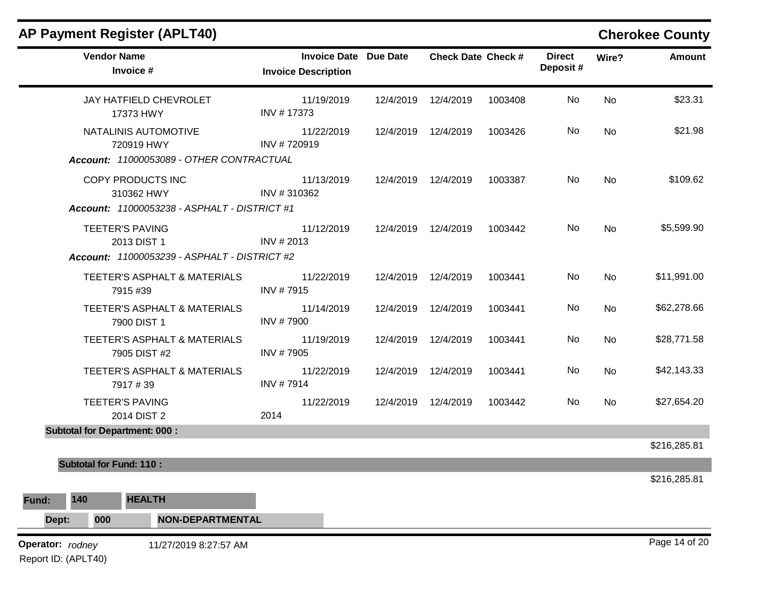## AP Payment Register (APLT40)

**Cherokee County**

| Vendor Name / Invoice # | Invoice Date / Invoice Description | Due Date | Check Date | Check # | Direct Deposit # | Wire? | Amount |
|---|---|---|---|---|---|---|---|
| JAY HATFIELD CHEVROLET<br>17373 HWY | 11/19/2019<br>INV # 17373 | 12/4/2019 | 12/4/2019 | 1003408 | No | No | $23.31 |
| NATALINIS AUTOMOTIVE<br>720919 HWY | 11/22/2019<br>INV # 720919 | 12/4/2019 | 12/4/2019 | 1003426 | No | No | $21.98 |
| ***Account:** 11000053089 - OTHER CONTRACTUAL* | | | | | | | |
| COPY PRODUCTS INC<br>310362 HWY | 11/13/2019<br>INV # 310362 | 12/4/2019 | 12/4/2019 | 1003387 | No | No | $109.62 |
| ***Account:** 11000053238 - ASPHALT - DISTRICT #1* | | | | | | | |
| TEETER'S PAVING<br>2013 DIST 1 | 11/12/2019<br>INV # 2013 | 12/4/2019 | 12/4/2019 | 1003442 | No | No | $5,599.90 |
| ***Account:** 11000053239 - ASPHALT - DISTRICT #2* | | | | | | | |
| TEETER'S ASPHALT & MATERIALS<br>7915 #39 | 11/22/2019<br>INV # 7915 | 12/4/2019 | 12/4/2019 | 1003441 | No | No | $11,991.00 |
| TEETER'S ASPHALT & MATERIALS<br>7900 DIST 1 | 11/14/2019<br>INV # 7900 | 12/4/2019 | 12/4/2019 | 1003441 | No | No | $62,278.66 |
| TEETER'S ASPHALT & MATERIALS<br>7905 DIST #2 | 11/19/2019<br>INV # 7905 | 12/4/2019 | 12/4/2019 | 1003441 | No | No | $28,771.58 |
| TEETER'S ASPHALT & MATERIALS<br>7917 # 39 | 11/22/2019<br>INV # 7914 | 12/4/2019 | 12/4/2019 | 1003441 | No | No | $42,143.33 |
| TEETER'S PAVING<br>2014 DIST 2 | 11/22/2019<br>2014 | 12/4/2019 | 12/4/2019 | 1003442 | No | No | $27,654.20 |
| **Subtotal for Department: 000 :** | | | | | | | $216,285.81 |
| **Subtotal for Fund: 110 :** | | | | | | | $216,285.81 |

**Fund:** **140** **HEALTH**

**Dept:** **000** **NON-DEPARTMENTAL**

**Operator:** *rodney* 11/27/2019 8:27:57 AM

Report ID: (APLT40)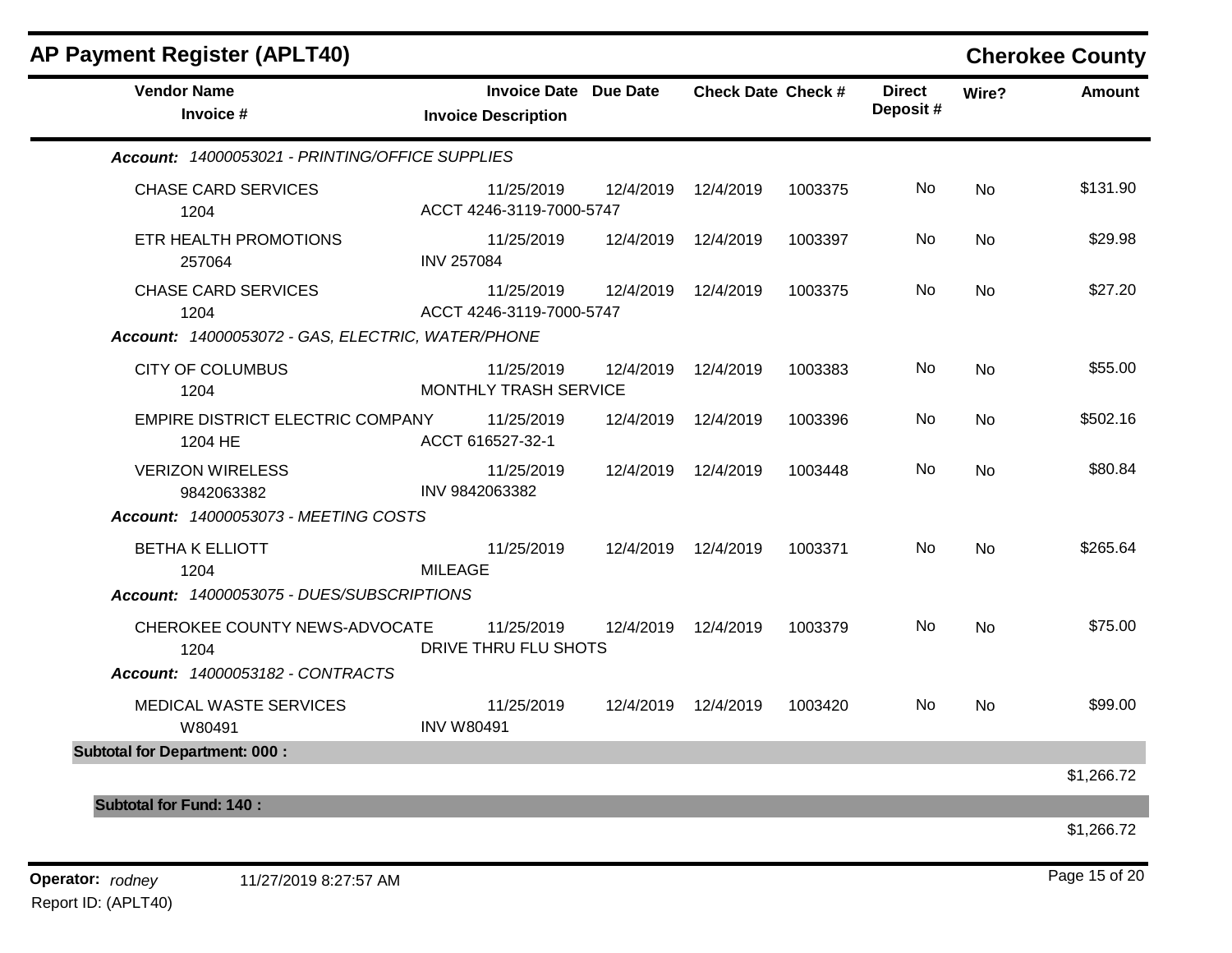## AP Payment Register (APLT40)

**Cherokee County**

| Vendor Name / Invoice # | Invoice Date / Invoice Description | Due Date | Check Date | Check # | Direct Deposit # | Wire? | Amount |
|---|---|---|---|---|---|---|---|
| ***Account: 14000053021 - PRINTING/OFFICE SUPPLIES*** | | | | | | | |
| CHASE CARD SERVICES<br>1204 | 11/25/2019<br>ACCT 4246-3119-7000-5747 | 12/4/2019 | 12/4/2019 | 1003375 | No | No | $131.90 |
| ETR HEALTH PROMOTIONS<br>257064 | 11/25/2019<br>INV 257084 | 12/4/2019 | 12/4/2019 | 1003397 | No | No | $29.98 |
| CHASE CARD SERVICES<br>1204 | 11/25/2019<br>ACCT 4246-3119-7000-5747 | 12/4/2019 | 12/4/2019 | 1003375 | No | No | $27.20 |
| ***Account: 14000053072 - GAS, ELECTRIC, WATER/PHONE*** | | | | | | | |
| CITY OF COLUMBUS<br>1204 | 11/25/2019<br>MONTHLY TRASH SERVICE | 12/4/2019 | 12/4/2019 | 1003383 | No | No | $55.00 |
| EMPIRE DISTRICT ELECTRIC COMPANY<br>1204 HE | 11/25/2019<br>ACCT 616527-32-1 | 12/4/2019 | 12/4/2019 | 1003396 | No | No | $502.16 |
| VERIZON WIRELESS<br>9842063382 | 11/25/2019<br>INV 9842063382 | 12/4/2019 | 12/4/2019 | 1003448 | No | No | $80.84 |
| ***Account: 14000053073 - MEETING COSTS*** | | | | | | | |
| BETHA K ELLIOTT<br>1204 | 11/25/2019<br>MILEAGE | 12/4/2019 | 12/4/2019 | 1003371 | No | No | $265.64 |
| ***Account: 14000053075 - DUES/SUBSCRIPTIONS*** | | | | | | | |
| CHEROKEE COUNTY NEWS-ADVOCATE<br>1204 | 11/25/2019<br>DRIVE THRU FLU SHOTS | 12/4/2019 | 12/4/2019 | 1003379 | No | No | $75.00 |
| ***Account: 14000053182 - CONTRACTS*** | | | | | | | |
| MEDICAL WASTE SERVICES<br>W80491 | 11/25/2019<br>INV W80491 | 12/4/2019 | 12/4/2019 | 1003420 | No | No | $99.00 |
| **Subtotal for Department: 000 :** | | | | | | | $1,266.72 |
| **Subtotal for Fund: 140 :** | | | | | | | $1,266.72 |

**Operator:** *rodney* 11/27/2019 8:27:57 AM

Report ID: (APLT40)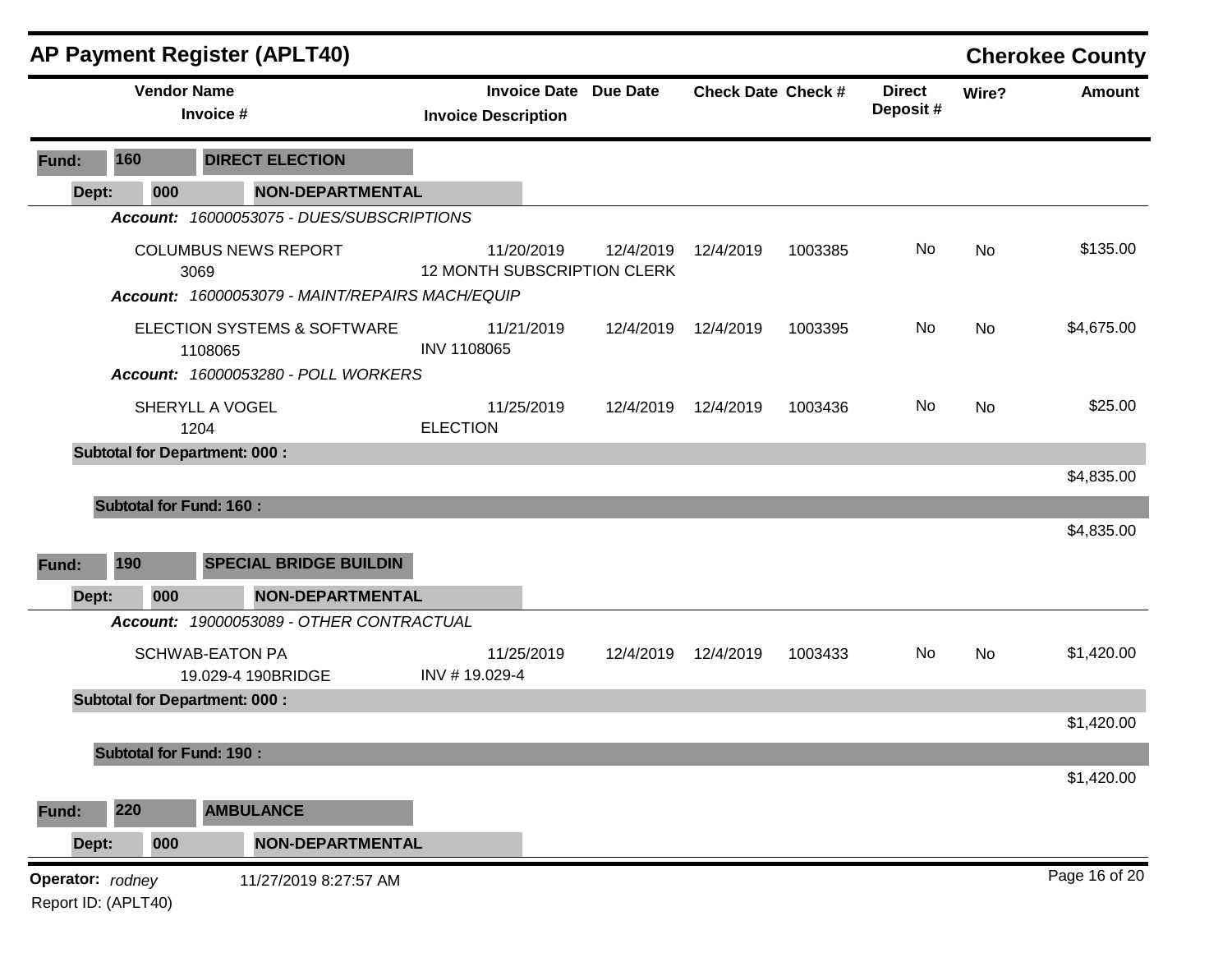# AP Payment Register (APLT40)

## Cherokee County

| Vendor Name / Invoice # | Invoice Date / Invoice Description | Due Date | Check Date | Check # | Direct Deposit # | Wire? | Amount |
|---|---|---|---|---|---|---|---|
| **Fund: 160 DIRECT ELECTION** | | | | | | | |
| **Dept: 000 NON-DEPARTMENTAL** | | | | | | | |
| *Account: 16000053075 - DUES/SUBSCRIPTIONS* | | | | | | | |
| COLUMBUS NEWS REPORT 3069 | 11/20/2019 12 MONTH SUBSCRIPTION CLERK | 12/4/2019 | 12/4/2019 | 1003385 | No | No | $135.00 |
| *Account: 16000053079 - MAINT/REPAIRS MACH/EQUIP* | | | | | | | |
| ELECTION SYSTEMS & SOFTWARE 1108065 | 11/21/2019 INV 1108065 | 12/4/2019 | 12/4/2019 | 1003395 | No | No | $4,675.00 |
| *Account: 16000053280 - POLL WORKERS* | | | | | | | |
| SHERYLL A VOGEL 1204 | 11/25/2019 ELECTION | 12/4/2019 | 12/4/2019 | 1003436 | No | No | $25.00 |
| **Subtotal for Department: 000 :** | | | | | | | $4,835.00 |
| **Subtotal for Fund: 160 :** | | | | | | | $4,835.00 |
| **Fund: 190 SPECIAL BRIDGE BUILDIN** | | | | | | | |
| **Dept: 000 NON-DEPARTMENTAL** | | | | | | | |
| *Account: 19000053089 - OTHER CONTRACTUAL* | | | | | | | |
| SCHWAB-EATON PA 19.029-4 190BRIDGE | 11/25/2019 INV # 19.029-4 | 12/4/2019 | 12/4/2019 | 1003433 | No | No | $1,420.00 |
| **Subtotal for Department: 000 :** | | | | | | | $1,420.00 |
| **Subtotal for Fund: 190 :** | | | | | | | $1,420.00 |
| **Fund: 220 AMBULANCE** | | | | | | | |
| **Dept: 000 NON-DEPARTMENTAL** | | | | | | | |

**Operator:** *rodney* 11/27/2019 8:27:57 AM

Report ID: (APLT40)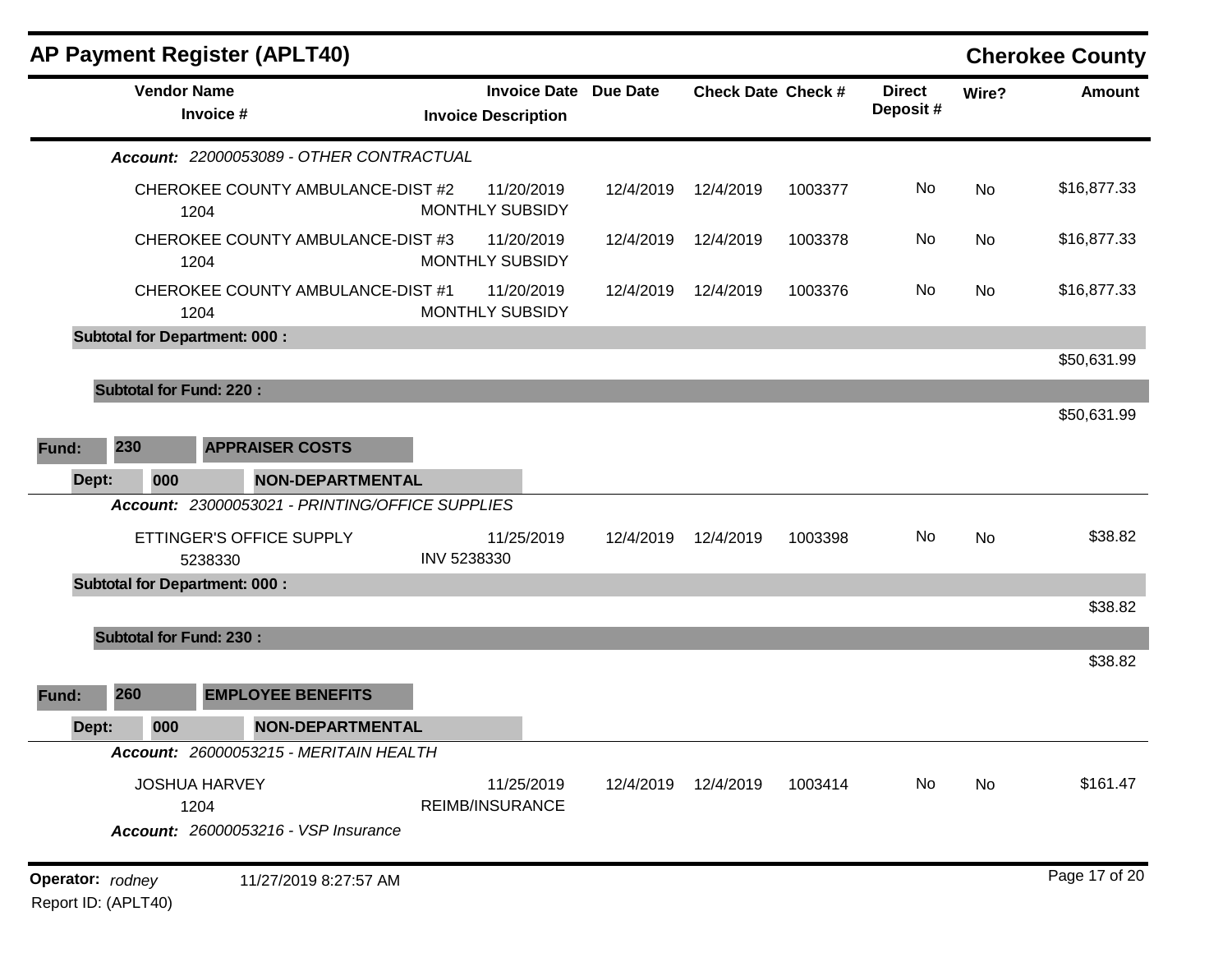## AP Payment Register (APLT40)

**Cherokee County**

| Vendor Name / Invoice # | Invoice Date / Invoice Description | Due Date | Check Date | Check # | Direct Deposit # | Wire? | Amount |
|---|---|---|---|---|---|---|---|
| ***Account:*** *22000053089 - OTHER CONTRACTUAL* | | | | | | | |
| CHEROKEE COUNTY AMBULANCE-DIST #2 / 1204 | 11/20/2019 / MONTHLY SUBSIDY | 12/4/2019 | 12/4/2019 | 1003377 | No | No | $16,877.33 |
| CHEROKEE COUNTY AMBULANCE-DIST #3 / 1204 | 11/20/2019 / MONTHLY SUBSIDY | 12/4/2019 | 12/4/2019 | 1003378 | No | No | $16,877.33 |
| CHEROKEE COUNTY AMBULANCE-DIST #1 / 1204 | 11/20/2019 / MONTHLY SUBSIDY | 12/4/2019 | 12/4/2019 | 1003376 | No | No | $16,877.33 |
| **Subtotal for Department: 000 :** | | | | | | | $50,631.99 |
| **Subtotal for Fund: 220 :** | | | | | | | $50,631.99 |
| **Fund: 230 APPRAISER COSTS** | | | | | | | |
| **Dept: 000 NON-DEPARTMENTAL** | | | | | | | |
| ***Account:*** *23000053021 - PRINTING/OFFICE SUPPLIES* | | | | | | | |
| ETTINGER'S OFFICE SUPPLY / 5238330 | 11/25/2019 / INV 5238330 | 12/4/2019 | 12/4/2019 | 1003398 | No | No | $38.82 |
| **Subtotal for Department: 000 :** | | | | | | | $38.82 |
| **Subtotal for Fund: 230 :** | | | | | | | $38.82 |
| **Fund: 260 EMPLOYEE BENEFITS** | | | | | | | |
| **Dept: 000 NON-DEPARTMENTAL** | | | | | | | |
| ***Account:*** *26000053215 - MERITAIN HEALTH* | | | | | | | |
| JOSHUA HARVEY / 1204 | 11/25/2019 / REIMB/INSURANCE | 12/4/2019 | 12/4/2019 | 1003414 | No | No | $161.47 |
| ***Account:*** *26000053216 - VSP Insurance* | | | | | | | |

**Operator:** *rodney* 11/27/2019 8:27:57 AM

Report ID: (APLT40)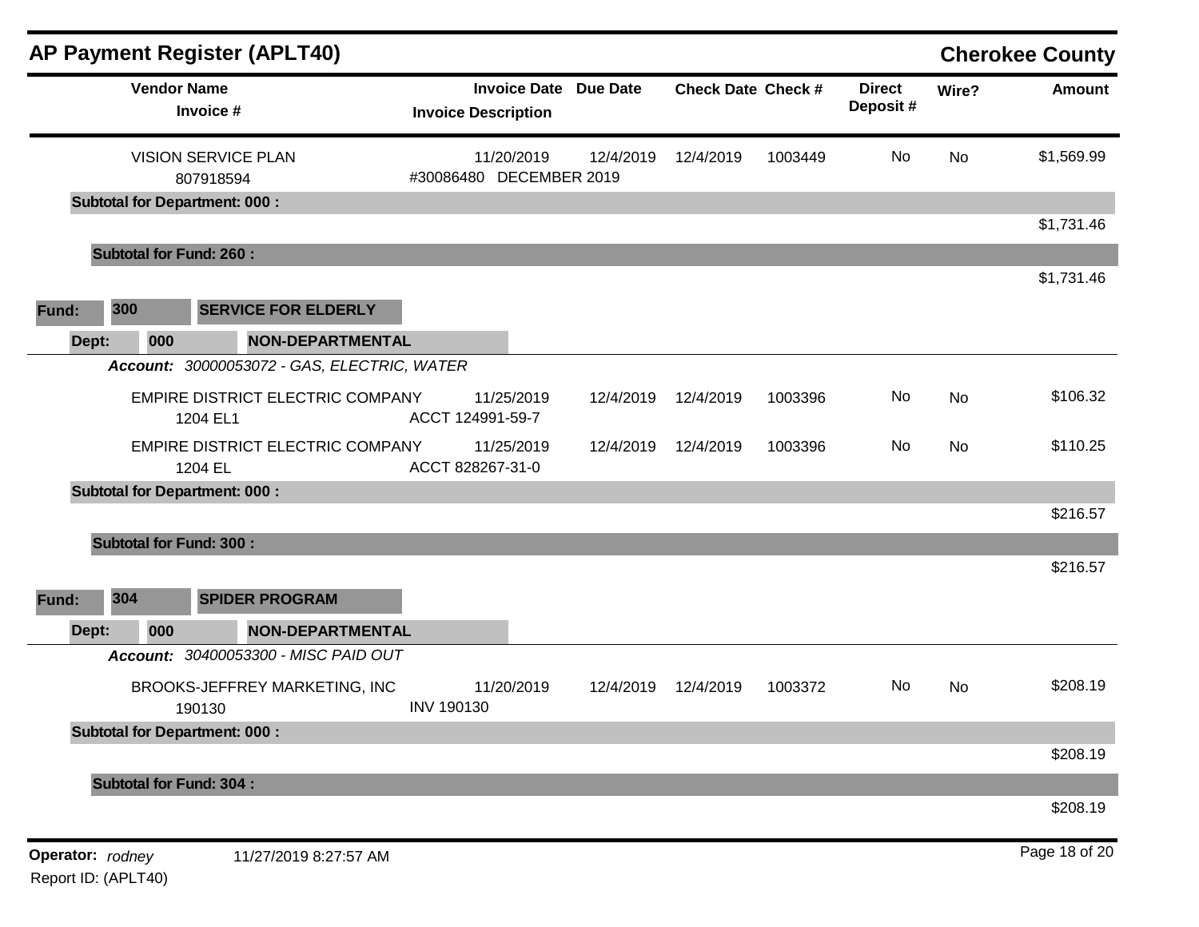## AP Payment Register (APLT40) — Cherokee County

| Vendor Name / Invoice # | Invoice Date / Invoice Description | Due Date | Check Date | Check # | Direct Deposit # | Wire? | Amount |
|---|---|---|---|---|---|---|---|
| VISION SERVICE PLAN<br>807918594 | 11/20/2019<br>#30086480 DECEMBER 2019 | 12/4/2019 | 12/4/2019 | 1003449 | No | No | $1,569.99 |
| **Subtotal for Department: 000 :** | | | | | | | $1,731.46 |
| **Subtotal for Fund: 260 :** | | | | | | | $1,731.46 |

**Fund: 300 SERVICE FOR ELDERLY**

**Dept: 000 NON-DEPARTMENTAL**

***Account:*** *30000053072 - GAS, ELECTRIC, WATER*

| Vendor Name / Invoice # | Invoice Date / Invoice Description | Due Date | Check Date | Check # | Direct Deposit # | Wire? | Amount |
|---|---|---|---|---|---|---|---|
| EMPIRE DISTRICT ELECTRIC COMPANY<br>1204 EL1 | 11/25/2019<br>ACCT 124991-59-7 | 12/4/2019 | 12/4/2019 | 1003396 | No | No | $106.32 |
| EMPIRE DISTRICT ELECTRIC COMPANY<br>1204 EL | 11/25/2019<br>ACCT 828267-31-0 | 12/4/2019 | 12/4/2019 | 1003396 | No | No | $110.25 |
| **Subtotal for Department: 000 :** | | | | | | | $216.57 |
| **Subtotal for Fund: 300 :** | | | | | | | $216.57 |

**Fund: 304 SPIDER PROGRAM**

**Dept: 000 NON-DEPARTMENTAL**

***Account:*** *30400053300 - MISC PAID OUT*

| Vendor Name / Invoice # | Invoice Date / Invoice Description | Due Date | Check Date | Check # | Direct Deposit # | Wire? | Amount |
|---|---|---|---|---|---|---|---|
| BROOKS-JEFFREY MARKETING, INC<br>190130 | 11/20/2019<br>INV 190130 | 12/4/2019 | 12/4/2019 | 1003372 | No | No | $208.19 |
| **Subtotal for Department: 000 :** | | | | | | | $208.19 |
| **Subtotal for Fund: 304 :** | | | | | | | $208.19 |

**Operator:** *rodney* 11/27/2019 8:27:57 AM

Report ID: (APLT40)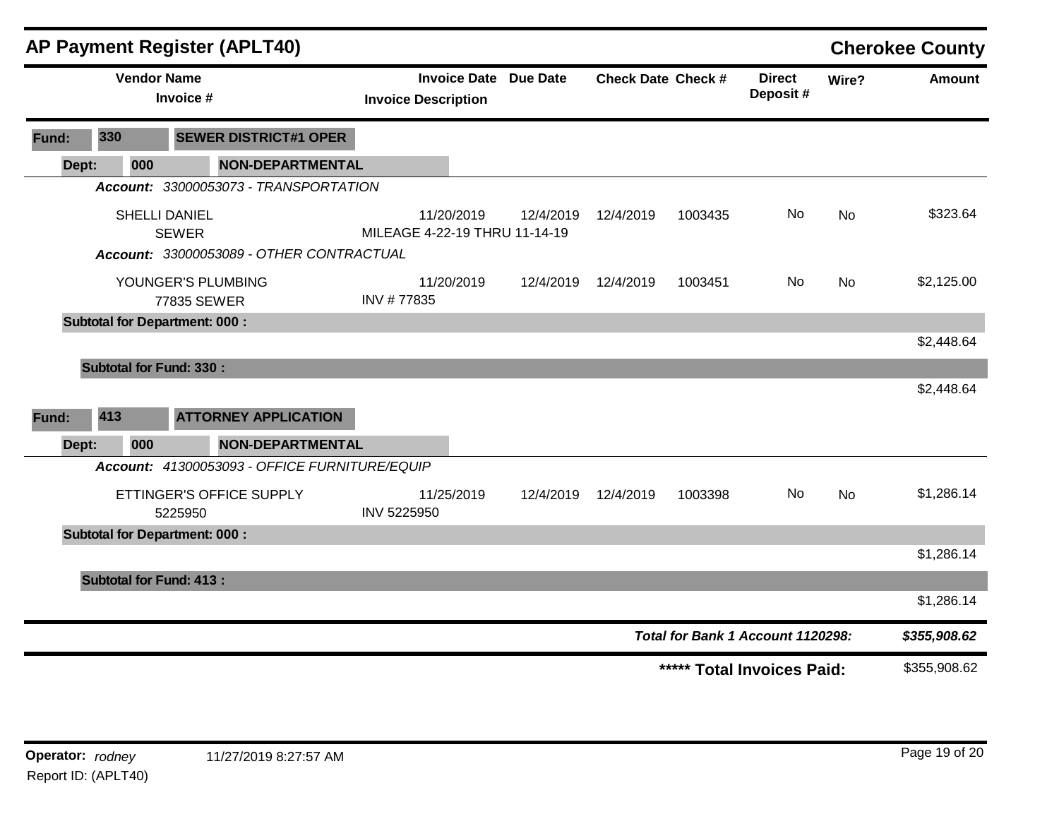## AP Payment Register (APLT40)

**Cherokee County**

| Vendor Name / Invoice # | Invoice Date / Invoice Description | Due Date | Check Date | Check # | Direct Deposit # | Wire? | Amount |
|---|---|---|---|---|---|---|---|
| **Fund: 330 SEWER DISTRICT#1 OPER** | | | | | | | |
| **Dept: 000 NON-DEPARTMENTAL** | | | | | | | |
| ***Account: 33000053073 - TRANSPORTATION*** | | | | | | | |
| SHELLI DANIEL<br>SEWER | 11/20/2019<br>MILEAGE 4-22-19 THRU 11-14-19 | 12/4/2019 | 12/4/2019 | 1003435 | No | No | $323.64 |
| ***Account: 33000053089 - OTHER CONTRACTUAL*** | | | | | | | |
| YOUNGER'S PLUMBING<br>77835 SEWER | 11/20/2019<br>INV # 77835 | 12/4/2019 | 12/4/2019 | 1003451 | No | No | $2,125.00 |
| **Subtotal for Department: 000 :** | | | | | | | $2,448.64 |
| **Subtotal for Fund: 330 :** | | | | | | | $2,448.64 |
| **Fund: 413 ATTORNEY APPLICATION** | | | | | | | |
| **Dept: 000 NON-DEPARTMENTAL** | | | | | | | |
| ***Account: 41300053093 - OFFICE FURNITURE/EQUIP*** | | | | | | | |
| ETTINGER'S OFFICE SUPPLY<br>5225950 | 11/25/2019<br>INV 5225950 | 12/4/2019 | 12/4/2019 | 1003398 | No | No | $1,286.14 |
| **Subtotal for Department: 000 :** | | | | | | | $1,286.14 |
| **Subtotal for Fund: 413 :** | | | | | | | $1,286.14 |

***Total for Bank 1 Account 1120298:*** ***$355,908.62***

**\*\*\*\*\* Total Invoices Paid:** $355,908.62

**Operator:** *rodney* 11/27/2019 8:27:57 AM

Report ID: (APLT40)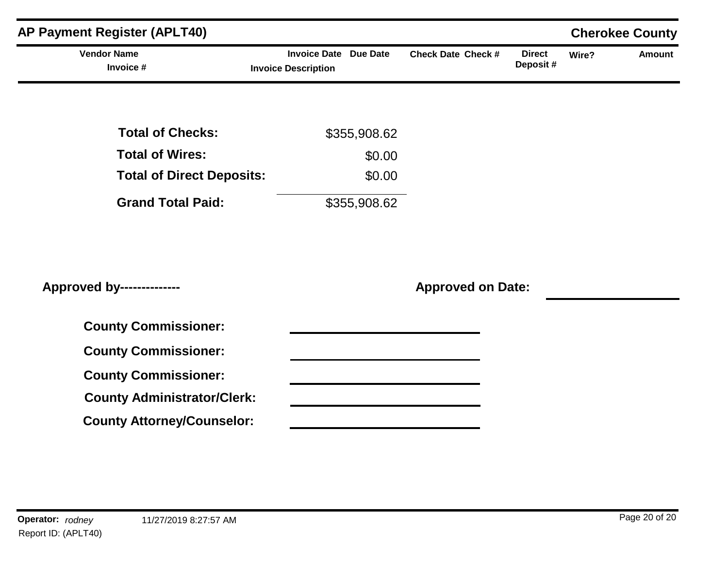## AP Payment Register (APLT40)

**Cherokee County**

| Vendor Name / Invoice # | Invoice Date / Invoice Description | Due Date | Check Date | Check # | Direct Deposit # | Wire? | Amount |
|---|---|---|---|---|---|---|---|

| | |
|---|---|
| **Total of Checks:** | $355,908.62 |
| **Total of Wires:** | $0.00 |
| **Total of Direct Deposits:** | $0.00 |
| **Grand Total Paid:** | $355,908.62 |

**Approved by--------------** **Approved on Date:** ____________________

**County Commissioner:** ____________________________

**County Commissioner:** ____________________________

**County Commissioner:** ____________________________

**County Administrator/Clerk:** ____________________________

**County Attorney/Counselor:** ____________________________

**Operator:** *rodney* 11/27/2019 8:27:57 AM

Report ID: (APLT40)